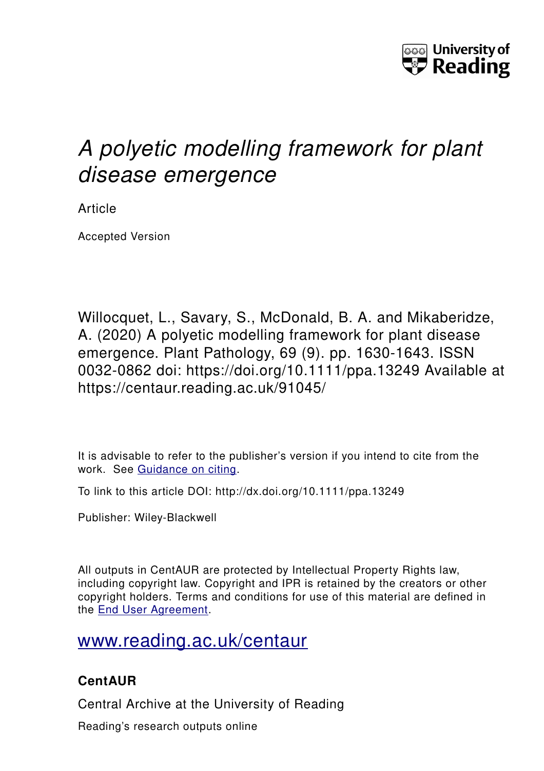University of Reading

# *A polyetic modelling framework for plant disease emergence*

Article

Accepted Version

Willocquet, L., Savary, S., McDonald, B. A. and Mikaberidze, A. (2020) A polyetic modelling framework for plant disease emergence. Plant Pathology, 69 (9). pp. 1630-1643. ISSN 0032-0862 doi: https://doi.org/10.1111/ppa.13249 Available at https://centaur.reading.ac.uk/91045/

It is advisable to refer to the publisher's version if you intend to cite from the work. See [Guidance on citing](#).

To link to this article DOI: http://dx.doi.org/10.1111/ppa.13249

Publisher: Wiley-Blackwell

All outputs in CentAUR are protected by Intellectual Property Rights law, including copyright law. Copyright and IPR is retained by the creators or other copyright holders. Terms and conditions for use of this material are defined in the [End User Agreement](#).

[www.reading.ac.uk/centaur](www.reading.ac.uk/centaur)

## CentAUR

Central Archive at the University of Reading

Reading's research outputs online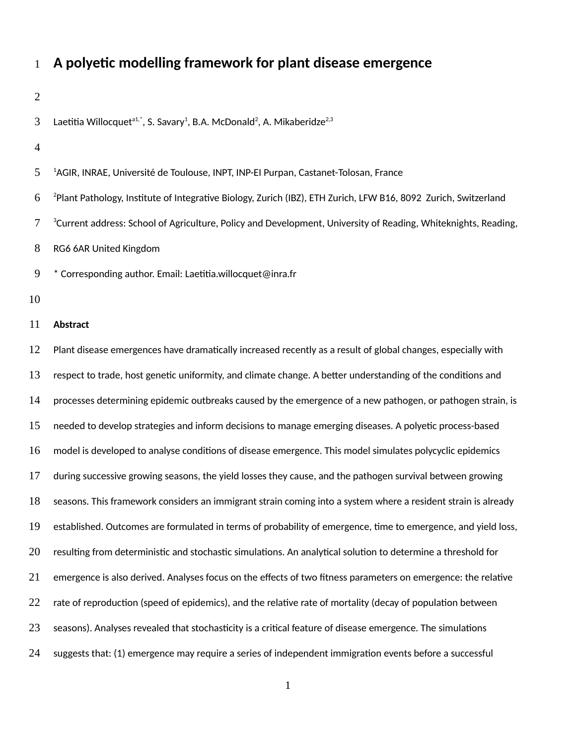# A polyetic modelling framework for plant disease emergence

Laetitia Willocquet[a1,*], S. Savary[1], B.A. McDonald[2], A. Mikaberidze[2,3]

[1]AGIR, INRAE, Université de Toulouse, INPT, INP-EI Purpan, Castanet-Tolosan, France

[2]Plant Pathology, Institute of Integrative Biology, Zurich (IBZ), ETH Zurich, LFW B16, 8092 Zurich, Switzerland

[3]Current address: School of Agriculture, Policy and Development, University of Reading, Whiteknights, Reading, RG6 6AR United Kingdom

\* Corresponding author. Email: Laetitia.willocquet@inra.fr

**Abstract**

Plant disease emergences have dramatically increased recently as a result of global changes, especially with respect to trade, host genetic uniformity, and climate change. A better understanding of the conditions and processes determining epidemic outbreaks caused by the emergence of a new pathogen, or pathogen strain, is needed to develop strategies and inform decisions to manage emerging diseases. A polyetic process-based model is developed to analyse conditions of disease emergence. This model simulates polycyclic epidemics during successive growing seasons, the yield losses they cause, and the pathogen survival between growing seasons. This framework considers an immigrant strain coming into a system where a resident strain is already established. Outcomes are formulated in terms of probability of emergence, time to emergence, and yield loss, resulting from deterministic and stochastic simulations. An analytical solution to determine a threshold for emergence is also derived. Analyses focus on the effects of two fitness parameters on emergence: the relative rate of reproduction (speed of epidemics), and the relative rate of mortality (decay of population between seasons). Analyses revealed that stochasticity is a critical feature of disease emergence. The simulations suggests that: (1) emergence may require a series of independent immigration events before a successful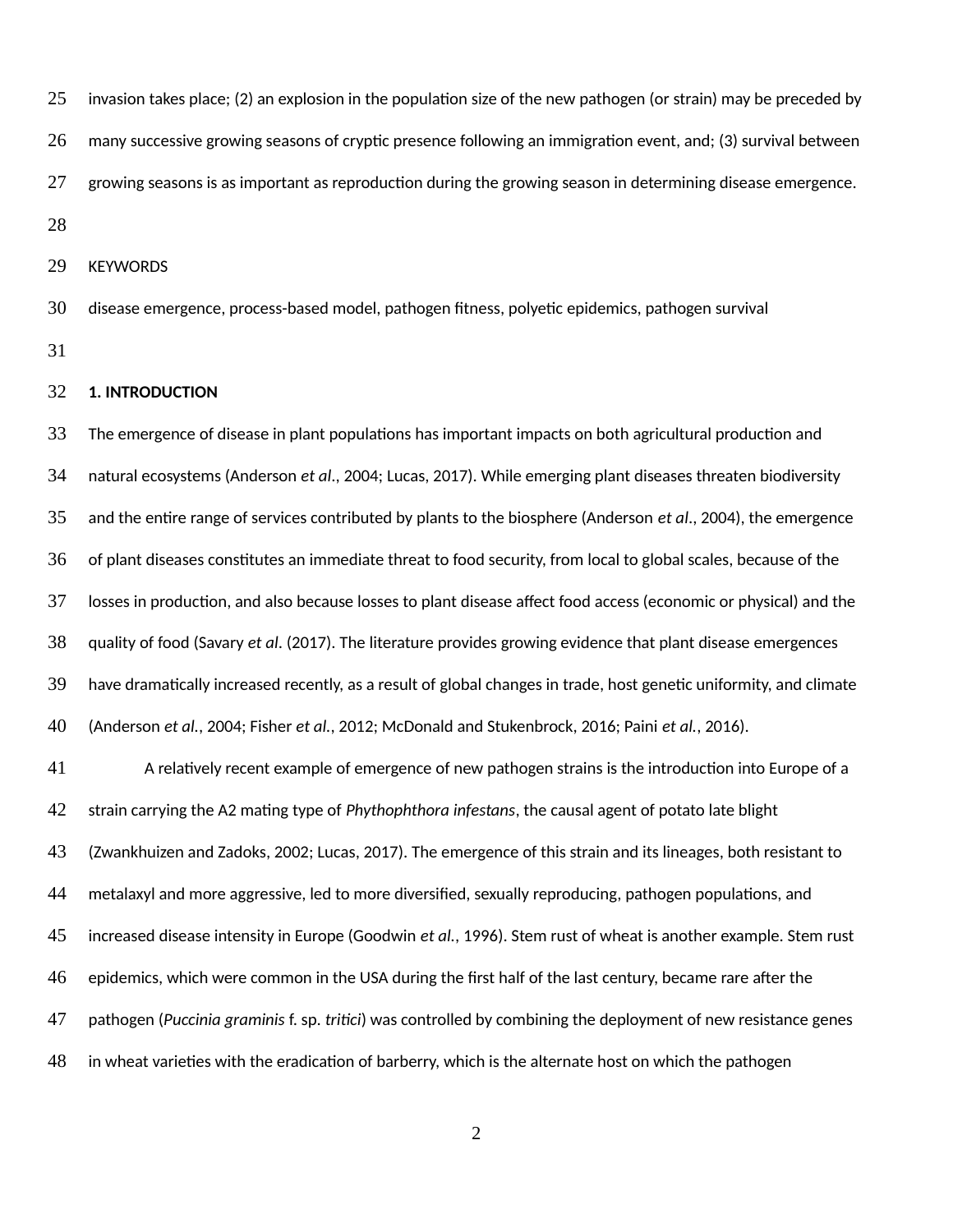invasion takes place; (2) an explosion in the population size of the new pathogen (or strain) may be preceded by many successive growing seasons of cryptic presence following an immigration event, and; (3) survival between growing seasons is as important as reproduction during the growing season in determining disease emergence.

KEYWORDS

disease emergence, process-based model, pathogen fitness, polyetic epidemics, pathogen survival

## 1. INTRODUCTION

The emergence of disease in plant populations has important impacts on both agricultural production and natural ecosystems (Anderson *et al*., 2004; Lucas, 2017). While emerging plant diseases threaten biodiversity and the entire range of services contributed by plants to the biosphere (Anderson *et al*., 2004), the emergence of plant diseases constitutes an immediate threat to food security, from local to global scales, because of the losses in production, and also because losses to plant disease affect food access (economic or physical) and the quality of food (Savary *et al*. (2017). The literature provides growing evidence that plant disease emergences have dramatically increased recently, as a result of global changes in trade, host genetic uniformity, and climate (Anderson *et al*., 2004; Fisher *et al*., 2012; McDonald and Stukenbrock, 2016; Paini *et al*., 2016).

A relatively recent example of emergence of new pathogen strains is the introduction into Europe of a strain carrying the A2 mating type of *Phythophthora infestans*, the causal agent of potato late blight (Zwankhuizen and Zadoks, 2002; Lucas, 2017). The emergence of this strain and its lineages, both resistant to metalaxyl and more aggressive, led to more diversified, sexually reproducing, pathogen populations, and increased disease intensity in Europe (Goodwin *et al*., 1996). Stem rust of wheat is another example. Stem rust epidemics, which were common in the USA during the first half of the last century, became rare after the pathogen (*Puccinia graminis* f. sp. *tritici*) was controlled by combining the deployment of new resistance genes in wheat varieties with the eradication of barberry, which is the alternate host on which the pathogen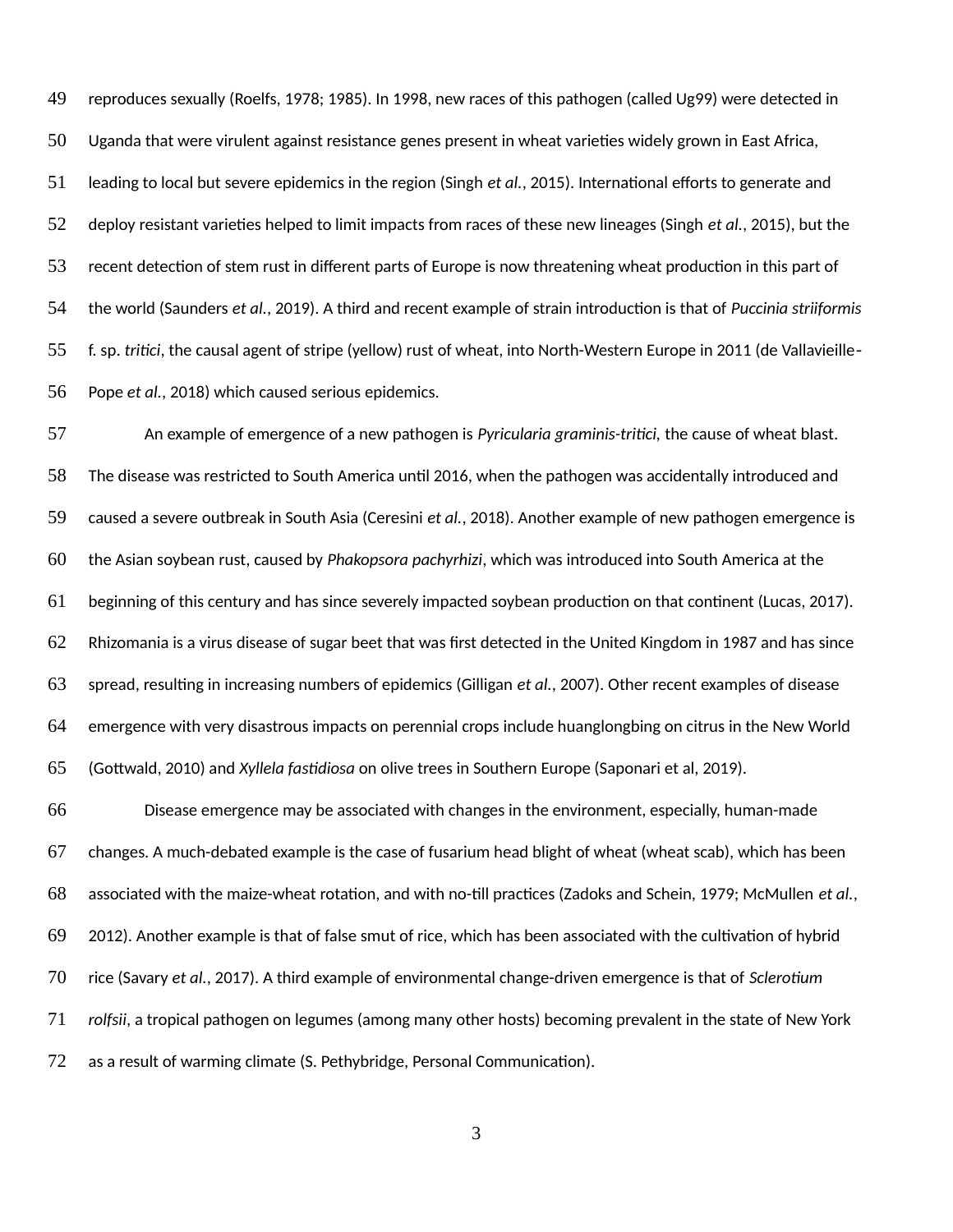reproduces sexually (Roelfs, 1978; 1985). In 1998, new races of this pathogen (called Ug99) were detected in Uganda that were virulent against resistance genes present in wheat varieties widely grown in East Africa, leading to local but severe epidemics in the region (Singh *et al.*, 2015). International efforts to generate and deploy resistant varieties helped to limit impacts from races of these new lineages (Singh *et al.*, 2015), but the recent detection of stem rust in different parts of Europe is now threatening wheat production in this part of the world (Saunders *et al.*, 2019). A third and recent example of strain introduction is that of *Puccinia striiformis* f. sp. *tritici*, the causal agent of stripe (yellow) rust of wheat, into North-Western Europe in 2011 (de Vallavieille-Pope *et al.*, 2018) which caused serious epidemics.

An example of emergence of a new pathogen is *Pyricularia graminis-tritici*, the cause of wheat blast. The disease was restricted to South America until 2016, when the pathogen was accidentally introduced and caused a severe outbreak in South Asia (Ceresini *et al.*, 2018). Another example of new pathogen emergence is the Asian soybean rust, caused by *Phakopsora pachyrhizi*, which was introduced into South America at the beginning of this century and has since severely impacted soybean production on that continent (Lucas, 2017). Rhizomania is a virus disease of sugar beet that was first detected in the United Kingdom in 1987 and has since spread, resulting in increasing numbers of epidemics (Gilligan *et al.*, 2007). Other recent examples of disease emergence with very disastrous impacts on perennial crops include huanglongbing on citrus in the New World (Gottwald, 2010) and *Xyllela fastidiosa* on olive trees in Southern Europe (Saponari et al, 2019).

Disease emergence may be associated with changes in the environment, especially, human-made changes. A much-debated example is the case of fusarium head blight of wheat (wheat scab), which has been associated with the maize-wheat rotation, and with no-till practices (Zadoks and Schein, 1979; McMullen *et al.*, 2012). Another example is that of false smut of rice, which has been associated with the cultivation of hybrid rice (Savary *et al.*, 2017). A third example of environmental change-driven emergence is that of *Sclerotium rolfsii*, a tropical pathogen on legumes (among many other hosts) becoming prevalent in the state of New York as a result of warming climate (S. Pethybridge, Personal Communication).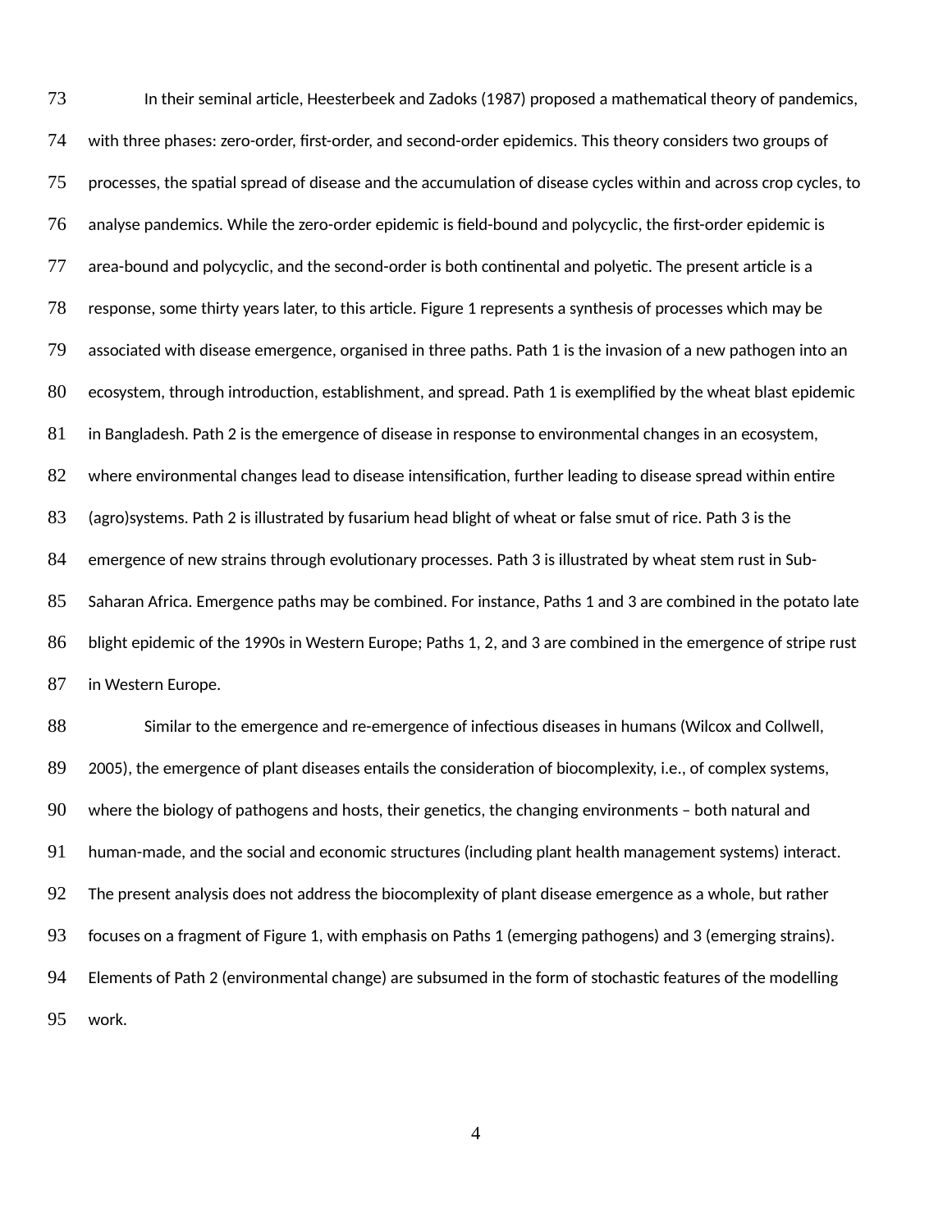In their seminal article, Heesterbeek and Zadoks (1987) proposed a mathematical theory of pandemics, with three phases: zero-order, first-order, and second-order epidemics. This theory considers two groups of processes, the spatial spread of disease and the accumulation of disease cycles within and across crop cycles, to analyse pandemics. While the zero-order epidemic is field-bound and polycyclic, the first-order epidemic is area-bound and polycyclic, and the second-order is both continental and polyetic. The present article is a response, some thirty years later, to this article. Figure 1 represents a synthesis of processes which may be associated with disease emergence, organised in three paths. Path 1 is the invasion of a new pathogen into an ecosystem, through introduction, establishment, and spread. Path 1 is exemplified by the wheat blast epidemic in Bangladesh. Path 2 is the emergence of disease in response to environmental changes in an ecosystem, where environmental changes lead to disease intensification, further leading to disease spread within entire (agro)systems. Path 2 is illustrated by fusarium head blight of wheat or false smut of rice. Path 3 is the emergence of new strains through evolutionary processes. Path 3 is illustrated by wheat stem rust in Sub-Saharan Africa. Emergence paths may be combined. For instance, Paths 1 and 3 are combined in the potato late blight epidemic of the 1990s in Western Europe; Paths 1, 2, and 3 are combined in the emergence of stripe rust in Western Europe.

Similar to the emergence and re-emergence of infectious diseases in humans (Wilcox and Collwell, 2005), the emergence of plant diseases entails the consideration of biocomplexity, i.e., of complex systems, where the biology of pathogens and hosts, their genetics, the changing environments – both natural and human-made, and the social and economic structures (including plant health management systems) interact. The present analysis does not address the biocomplexity of plant disease emergence as a whole, but rather focuses on a fragment of Figure 1, with emphasis on Paths 1 (emerging pathogens) and 3 (emerging strains). Elements of Path 2 (environmental change) are subsumed in the form of stochastic features of the modelling work.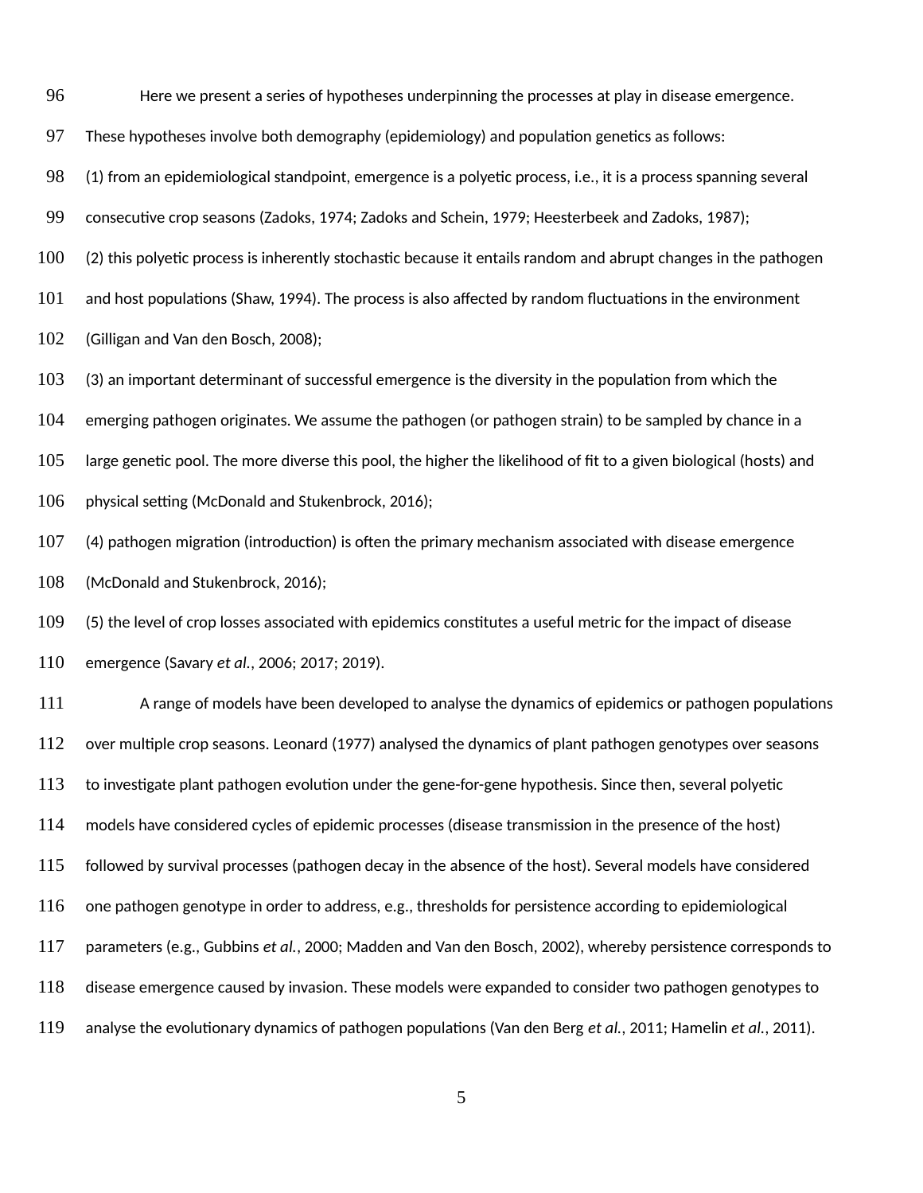Here we present a series of hypotheses underpinning the processes at play in disease emergence. These hypotheses involve both demography (epidemiology) and population genetics as follows:
(1) from an epidemiological standpoint, emergence is a polyetic process, i.e., it is a process spanning several consecutive crop seasons (Zadoks, 1974; Zadoks and Schein, 1979; Heesterbeek and Zadoks, 1987);
(2) this polyetic process is inherently stochastic because it entails random and abrupt changes in the pathogen and host populations (Shaw, 1994). The process is also affected by random fluctuations in the environment (Gilligan and Van den Bosch, 2008);
(3) an important determinant of successful emergence is the diversity in the population from which the emerging pathogen originates. We assume the pathogen (or pathogen strain) to be sampled by chance in a large genetic pool. The more diverse this pool, the higher the likelihood of fit to a given biological (hosts) and physical setting (McDonald and Stukenbrock, 2016);
(4) pathogen migration (introduction) is often the primary mechanism associated with disease emergence (McDonald and Stukenbrock, 2016);
(5) the level of crop losses associated with epidemics constitutes a useful metric for the impact of disease emergence (Savary *et al.*, 2006; 2017; 2019).

A range of models have been developed to analyse the dynamics of epidemics or pathogen populations over multiple crop seasons. Leonard (1977) analysed the dynamics of plant pathogen genotypes over seasons to investigate plant pathogen evolution under the gene-for-gene hypothesis. Since then, several polyetic models have considered cycles of epidemic processes (disease transmission in the presence of the host) followed by survival processes (pathogen decay in the absence of the host). Several models have considered one pathogen genotype in order to address, e.g., thresholds for persistence according to epidemiological parameters (e.g., Gubbins *et al.*, 2000; Madden and Van den Bosch, 2002), whereby persistence corresponds to disease emergence caused by invasion. These models were expanded to consider two pathogen genotypes to analyse the evolutionary dynamics of pathogen populations (Van den Berg *et al.*, 2011; Hamelin *et al.*, 2011).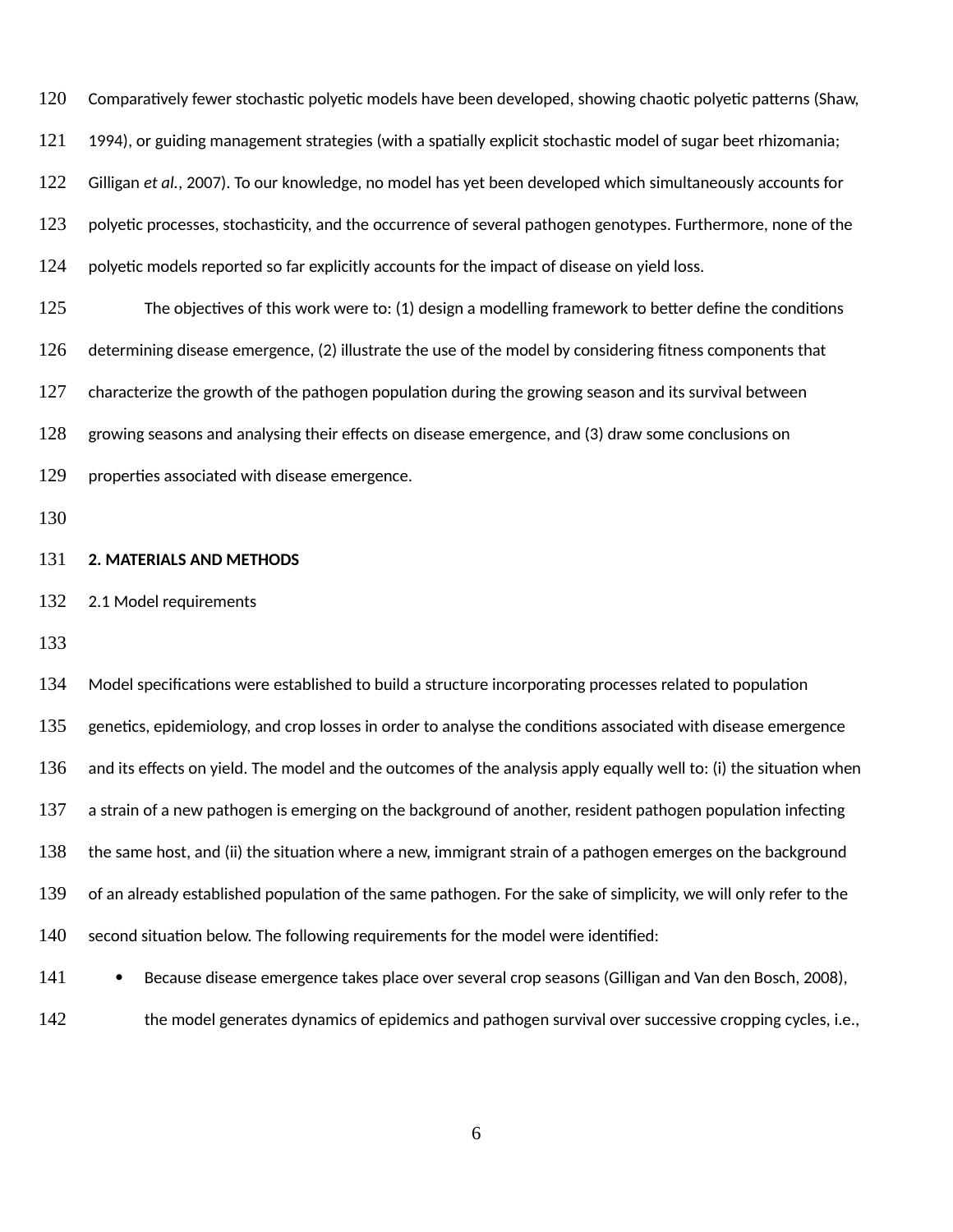Comparatively fewer stochastic polyetic models have been developed, showing chaotic polyetic patterns (Shaw, 1994), or guiding management strategies (with a spatially explicit stochastic model of sugar beet rhizomania; Gilligan *et al.*, 2007). To our knowledge, no model has yet been developed which simultaneously accounts for polyetic processes, stochasticity, and the occurrence of several pathogen genotypes. Furthermore, none of the polyetic models reported so far explicitly accounts for the impact of disease on yield loss.

The objectives of this work were to: (1) design a modelling framework to better define the conditions determining disease emergence, (2) illustrate the use of the model by considering fitness components that characterize the growth of the pathogen population during the growing season and its survival between growing seasons and analysing their effects on disease emergence, and (3) draw some conclusions on properties associated with disease emergence.

## 2. MATERIALS AND METHODS

### 2.1 Model requirements

Model specifications were established to build a structure incorporating processes related to population genetics, epidemiology, and crop losses in order to analyse the conditions associated with disease emergence and its effects on yield. The model and the outcomes of the analysis apply equally well to: (i) the situation when a strain of a new pathogen is emerging on the background of another, resident pathogen population infecting the same host, and (ii) the situation where a new, immigrant strain of a pathogen emerges on the background of an already established population of the same pathogen. For the sake of simplicity, we will only refer to the second situation below. The following requirements for the model were identified:

- Because disease emergence takes place over several crop seasons (Gilligan and Van den Bosch, 2008), the model generates dynamics of epidemics and pathogen survival over successive cropping cycles, i.e.,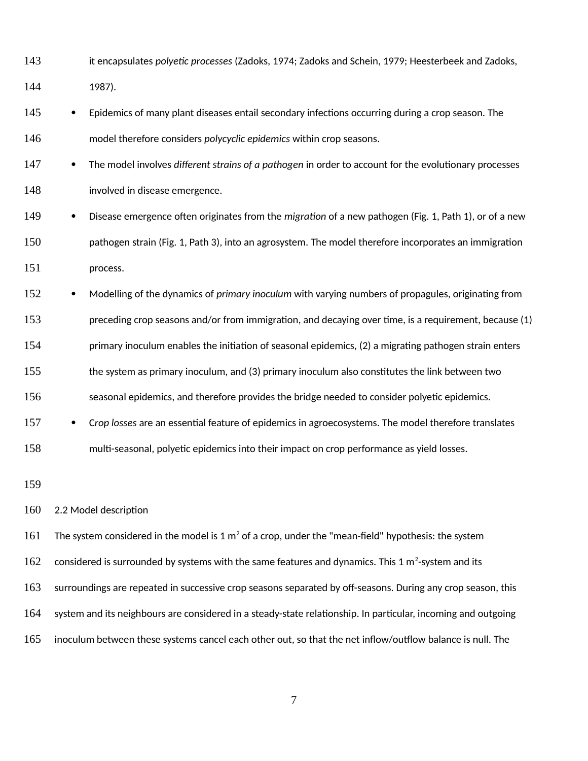it encapsulates *polyetic processes* (Zadoks, 1974; Zadoks and Schein, 1979; Heesterbeek and Zadoks, 1987).

- Epidemics of many plant diseases entail secondary infections occurring during a crop season. The model therefore considers *polycyclic epidemics* within crop seasons.
- The model involves *different strains of a pathogen* in order to account for the evolutionary processes involved in disease emergence.
- Disease emergence often originates from the *migration* of a new pathogen (Fig. 1, Path 1), or of a new pathogen strain (Fig. 1, Path 3), into an agrosystem. The model therefore incorporates an immigration process.
- Modelling of the dynamics of *primary inoculum* with varying numbers of propagules, originating from preceding crop seasons and/or from immigration, and decaying over time, is a requirement, because (1) primary inoculum enables the initiation of seasonal epidemics, (2) a migrating pathogen strain enters the system as primary inoculum, and (3) primary inoculum also constitutes the link between two seasonal epidemics, and therefore provides the bridge needed to consider polyetic epidemics.
- C*rop losses* are an essential feature of epidemics in agroecosystems. The model therefore translates multi-seasonal, polyetic epidemics into their impact on crop performance as yield losses.

## 2.2 Model description

The system considered in the model is 1 $m^2$ of a crop, under the "mean-field" hypothesis: the system considered is surrounded by systems with the same features and dynamics. This 1 $m^2$-system and its surroundings are repeated in successive crop seasons separated by off-seasons. During any crop season, this system and its neighbours are considered in a steady-state relationship. In particular, incoming and outgoing inoculum between these systems cancel each other out, so that the net inflow/outflow balance is null. The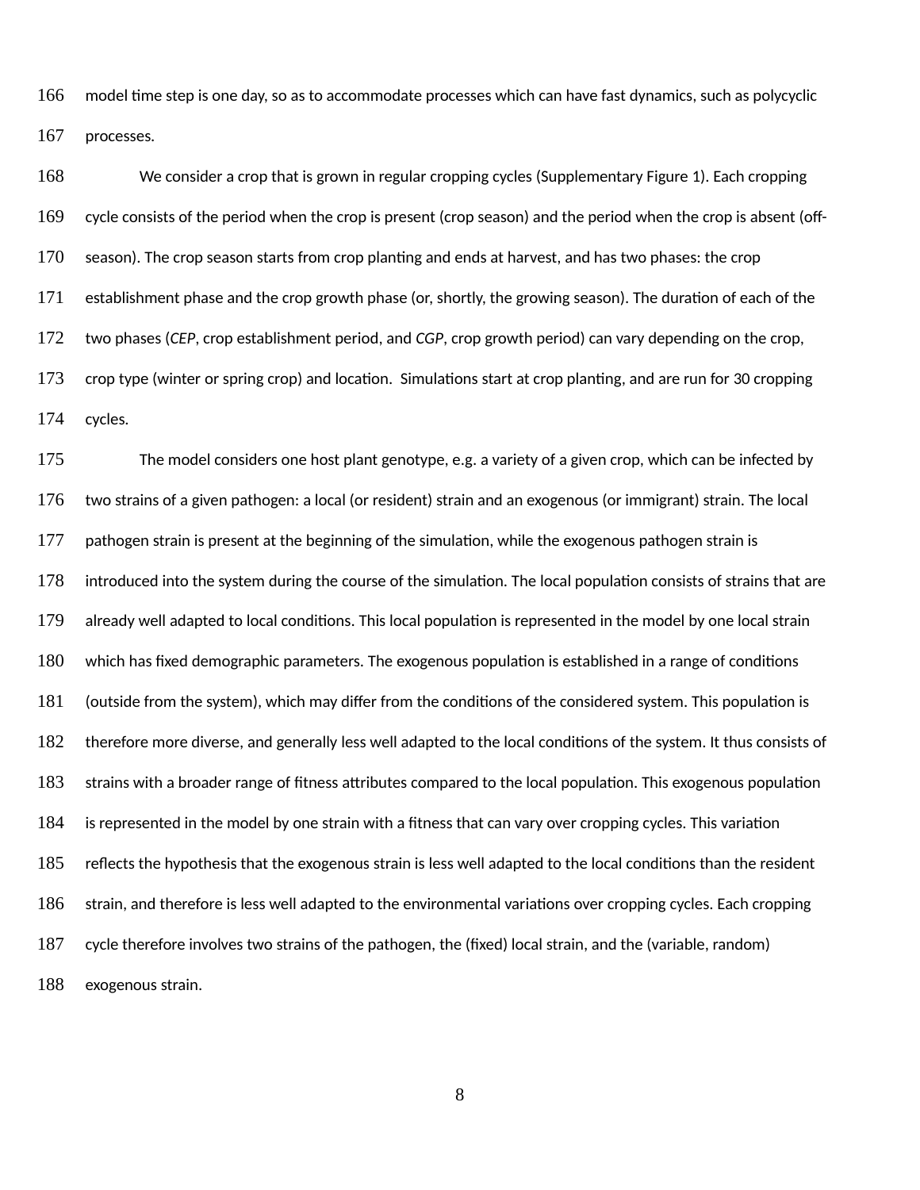model time step is one day, so as to accommodate processes which can have fast dynamics, such as polycyclic processes.

We consider a crop that is grown in regular cropping cycles (Supplementary Figure 1). Each cropping cycle consists of the period when the crop is present (crop season) and the period when the crop is absent (off-season). The crop season starts from crop planting and ends at harvest, and has two phases: the crop establishment phase and the crop growth phase (or, shortly, the growing season). The duration of each of the two phases (*CEP*, crop establishment period, and *CGP*, crop growth period) can vary depending on the crop, crop type (winter or spring crop) and location. Simulations start at crop planting, and are run for 30 cropping cycles.

The model considers one host plant genotype, e.g. a variety of a given crop, which can be infected by two strains of a given pathogen: a local (or resident) strain and an exogenous (or immigrant) strain. The local pathogen strain is present at the beginning of the simulation, while the exogenous pathogen strain is introduced into the system during the course of the simulation. The local population consists of strains that are already well adapted to local conditions. This local population is represented in the model by one local strain which has fixed demographic parameters. The exogenous population is established in a range of conditions (outside from the system), which may differ from the conditions of the considered system. This population is therefore more diverse, and generally less well adapted to the local conditions of the system. It thus consists of strains with a broader range of fitness attributes compared to the local population. This exogenous population is represented in the model by one strain with a fitness that can vary over cropping cycles. This variation reflects the hypothesis that the exogenous strain is less well adapted to the local conditions than the resident strain, and therefore is less well adapted to the environmental variations over cropping cycles. Each cropping cycle therefore involves two strains of the pathogen, the (fixed) local strain, and the (variable, random) exogenous strain.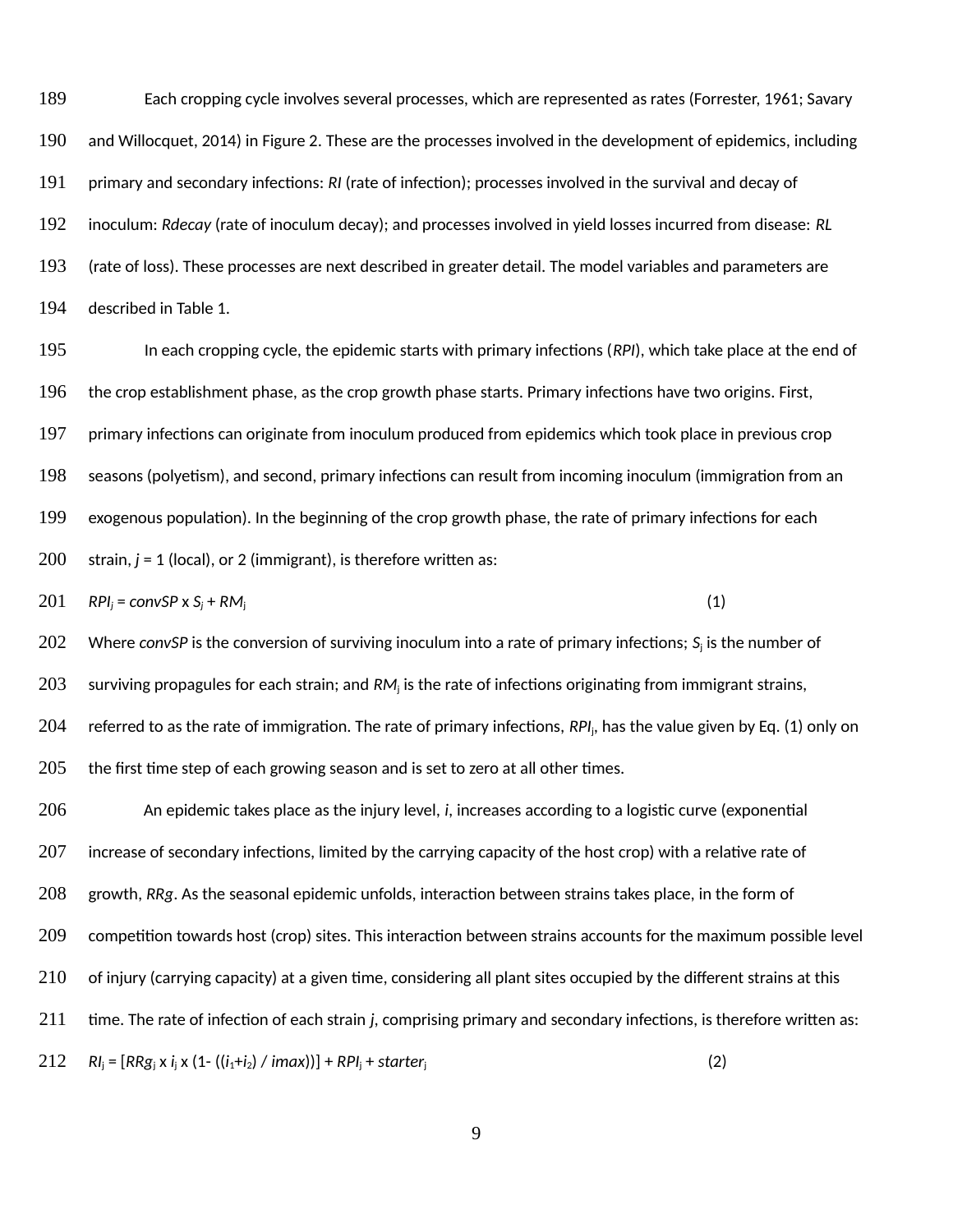Each cropping cycle involves several processes, which are represented as rates (Forrester, 1961; Savary and Willocquet, 2014) in Figure 2. These are the processes involved in the development of epidemics, including primary and secondary infections: *RI* (rate of infection); processes involved in the survival and decay of inoculum: *Rdecay* (rate of inoculum decay); and processes involved in yield losses incurred from disease: *RL* (rate of loss). These processes are next described in greater detail. The model variables and parameters are described in Table 1.

In each cropping cycle, the epidemic starts with primary infections (*RPI*), which take place at the end of the crop establishment phase, as the crop growth phase starts. Primary infections have two origins. First, primary infections can originate from inoculum produced from epidemics which took place in previous crop seasons (polyetism), and second, primary infections can result from incoming inoculum (immigration from an exogenous population). In the beginning of the crop growth phase, the rate of primary infections for each strain, $j$ = 1 (local), or 2 (immigrant), is therefore written as:

$$RPI_j = convSP \times S_j + RM_j \quad (1)$$

Where *convSP* is the conversion of surviving inoculum into a rate of primary infections; $S_j$ is the number of surviving propagules for each strain; and $RM_j$ is the rate of infections originating from immigrant strains, referred to as the rate of immigration. The rate of primary infections, $RPI_j$, has the value given by Eq. (1) only on the first time step of each growing season and is set to zero at all other times.

An epidemic takes place as the injury level, $i$, increases according to a logistic curve (exponential increase of secondary infections, limited by the carrying capacity of the host crop) with a relative rate of growth, *RRg*. As the seasonal epidemic unfolds, interaction between strains takes place, in the form of competition towards host (crop) sites. This interaction between strains accounts for the maximum possible level of injury (carrying capacity) at a given time, considering all plant sites occupied by the different strains at this time. The rate of infection of each strain $j$, comprising primary and secondary infections, is therefore written as:

$$RI_j = [RRg_j \times i_j \times (1 - ((i_1+i_2) / imax))] + RPI_j + starter_j \quad (2)$$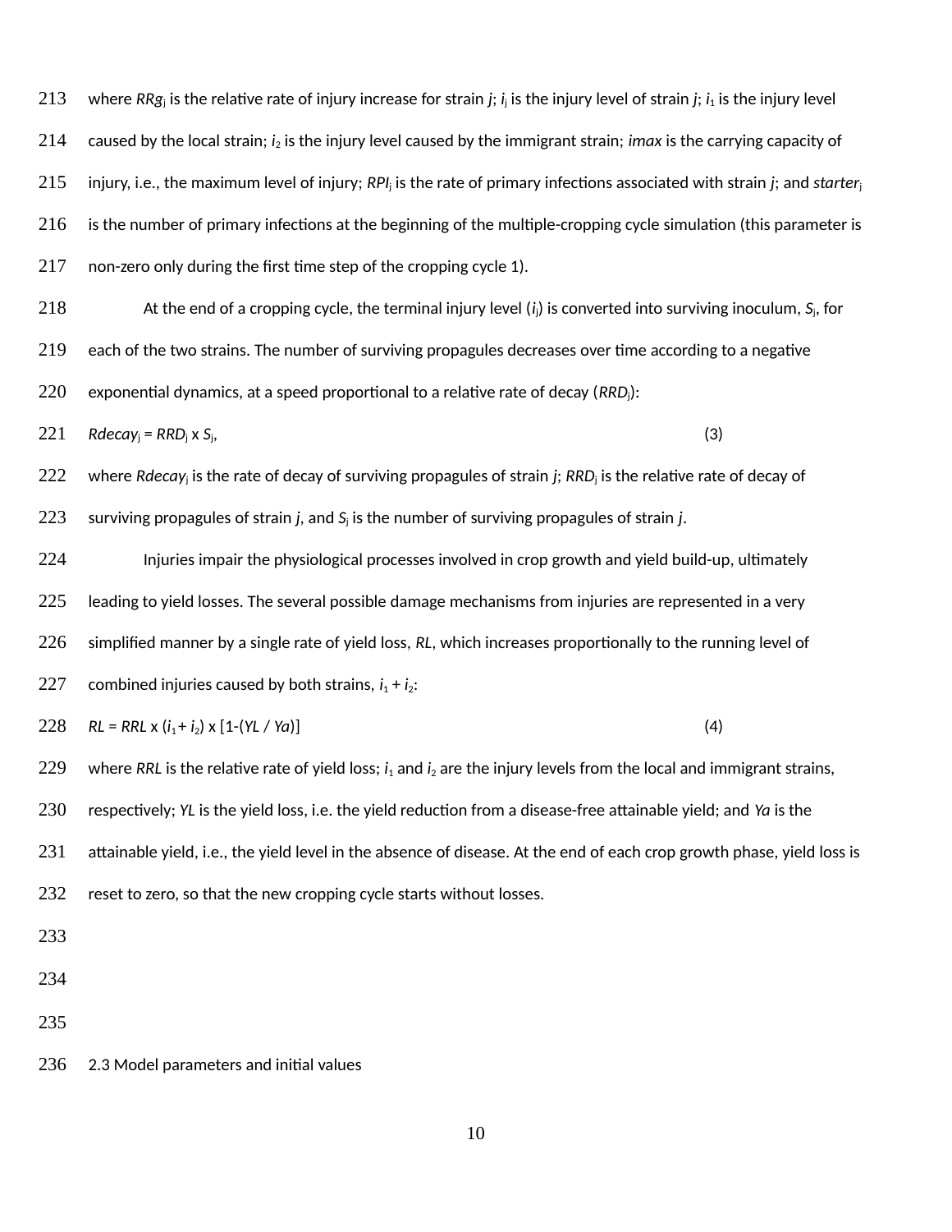where $RRg_j$ is the relative rate of injury increase for strain *j*; $i_j$ is the injury level of strain *j*; $i_1$ is the injury level caused by the local strain; $i_2$ is the injury level caused by the immigrant strain; *imax* is the carrying capacity of injury, i.e., the maximum level of injury; $RPI_j$ is the rate of primary infections associated with strain *j*; and $starter_j$ is the number of primary infections at the beginning of the multiple-cropping cycle simulation (this parameter is non-zero only during the first time step of the cropping cycle 1).

At the end of a cropping cycle, the terminal injury level ($i_j$) is converted into surviving inoculum, $S_j$, for each of the two strains. The number of surviving propagules decreases over time according to a negative exponential dynamics, at a speed proportional to a relative rate of decay ($RRD_j$):

$$Rdecay_j = RRD_j \times S_j, \quad (3)$$

where $Rdecay_j$ is the rate of decay of surviving propagules of strain *j*; $RRD_j$ is the relative rate of decay of surviving propagules of strain *j*, and $S_j$ is the number of surviving propagules of strain *j*.

Injuries impair the physiological processes involved in crop growth and yield build-up, ultimately leading to yield losses. The several possible damage mechanisms from injuries are represented in a very simplified manner by a single rate of yield loss, *RL*, which increases proportionally to the running level of combined injuries caused by both strains, $i_1 + i_2$:

$$RL = RRL \times (i_1 + i_2) \times [1-(YL / Ya)] \quad (4)$$

where *RRL* is the relative rate of yield loss; $i_1$ and $i_2$ are the injury levels from the local and immigrant strains, respectively; *YL* is the yield loss, i.e. the yield reduction from a disease-free attainable yield; and *Ya* is the attainable yield, i.e., the yield level in the absence of disease. At the end of each crop growth phase, yield loss is reset to zero, so that the new cropping cycle starts without losses.

## 2.3 Model parameters and initial values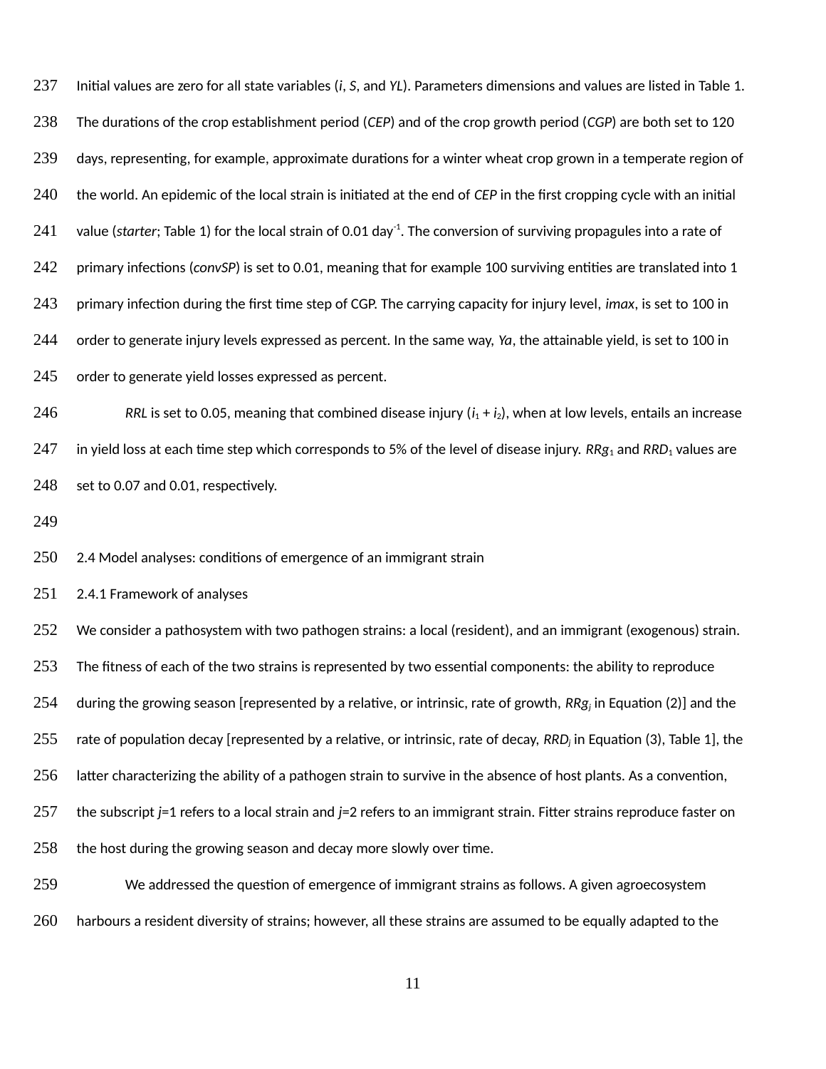Initial values are zero for all state variables (*i*, *S*, and *YL*). Parameters dimensions and values are listed in Table 1. The durations of the crop establishment period (*CEP*) and of the crop growth period (*CGP*) are both set to 120 days, representing, for example, approximate durations for a winter wheat crop grown in a temperate region of the world. An epidemic of the local strain is initiated at the end of *CEP* in the first cropping cycle with an initial value (*starter*; Table 1) for the local strain of 0.01 day$^{-1}$. The conversion of surviving propagules into a rate of primary infections (*convSP*) is set to 0.01, meaning that for example 100 surviving entities are translated into 1 primary infection during the first time step of CGP. The carrying capacity for injury level, *imax*, is set to 100 in order to generate injury levels expressed as percent. In the same way, *Ya*, the attainable yield, is set to 100 in order to generate yield losses expressed as percent.

*RRL* is set to 0.05, meaning that combined disease injury ($i_1 + i_2$), when at low levels, entails an increase in yield loss at each time step which corresponds to 5% of the level of disease injury. $RRg_1$ and $RRD_1$ values are set to 0.07 and 0.01, respectively.

## 2.4 Model analyses: conditions of emergence of an immigrant strain

### 2.4.1 Framework of analyses

We consider a pathosystem with two pathogen strains: a local (resident), and an immigrant (exogenous) strain. The fitness of each of the two strains is represented by two essential components: the ability to reproduce during the growing season [represented by a relative, or intrinsic, rate of growth, $RRg_j$ in Equation (2)] and the rate of population decay [represented by a relative, or intrinsic, rate of decay, $RRD_j$ in Equation (3), Table 1], the latter characterizing the ability of a pathogen strain to survive in the absence of host plants. As a convention, the subscript *j*=1 refers to a local strain and *j*=2 refers to an immigrant strain. Fitter strains reproduce faster on the host during the growing season and decay more slowly over time.

We addressed the question of emergence of immigrant strains as follows. A given agroecosystem harbours a resident diversity of strains; however, all these strains are assumed to be equally adapted to the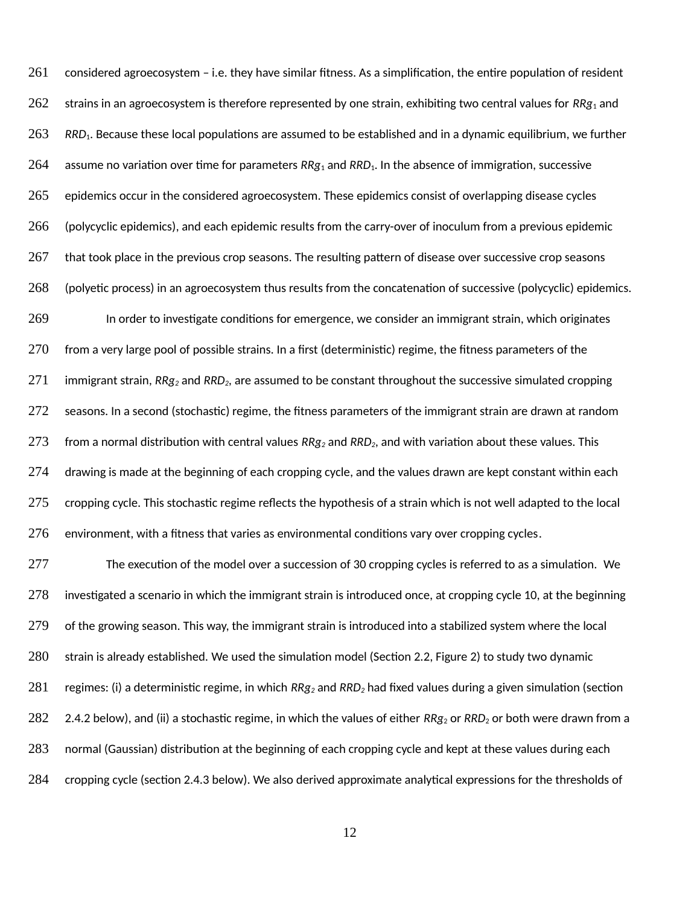considered agroecosystem – i.e. they have similar fitness. As a simplification, the entire population of resident strains in an agroecosystem is therefore represented by one strain, exhibiting two central values for $RRg_1$ and $RRD_1$. Because these local populations are assumed to be established and in a dynamic equilibrium, we further assume no variation over time for parameters $RRg_1$ and $RRD_1$. In the absence of immigration, successive epidemics occur in the considered agroecosystem. These epidemics consist of overlapping disease cycles (polycyclic epidemics), and each epidemic results from the carry-over of inoculum from a previous epidemic that took place in the previous crop seasons. The resulting pattern of disease over successive crop seasons (polyetic process) in an agroecosystem thus results from the concatenation of successive (polycyclic) epidemics.

In order to investigate conditions for emergence, we consider an immigrant strain, which originates from a very large pool of possible strains. In a first (deterministic) regime, the fitness parameters of the immigrant strain, $RRg_2$ and $RRD_2$, are assumed to be constant throughout the successive simulated cropping seasons. In a second (stochastic) regime, the fitness parameters of the immigrant strain are drawn at random from a normal distribution with central values $RRg_2$ and $RRD_2$, and with variation about these values. This drawing is made at the beginning of each cropping cycle, and the values drawn are kept constant within each cropping cycle. This stochastic regime reflects the hypothesis of a strain which is not well adapted to the local environment, with a fitness that varies as environmental conditions vary over cropping cycles.

The execution of the model over a succession of 30 cropping cycles is referred to as a simulation. We investigated a scenario in which the immigrant strain is introduced once, at cropping cycle 10, at the beginning of the growing season. This way, the immigrant strain is introduced into a stabilized system where the local strain is already established. We used the simulation model (Section 2.2, Figure 2) to study two dynamic regimes: (i) a deterministic regime, in which $RRg_2$ and $RRD_2$ had fixed values during a given simulation (section 2.4.2 below), and (ii) a stochastic regime, in which the values of either $RRg_2$ or $RRD_2$ or both were drawn from a normal (Gaussian) distribution at the beginning of each cropping cycle and kept at these values during each cropping cycle (section 2.4.3 below). We also derived approximate analytical expressions for the thresholds of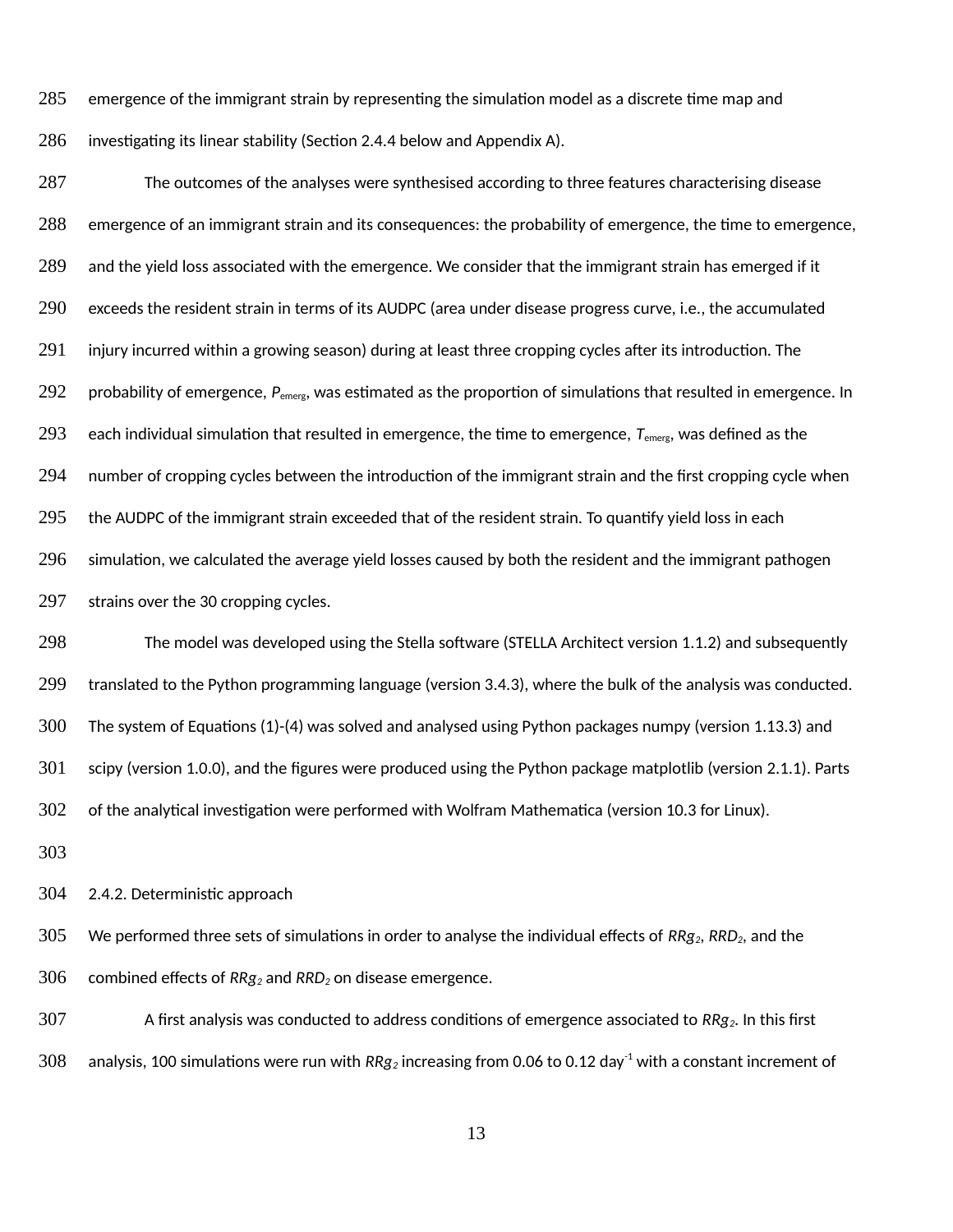emergence of the immigrant strain by representing the simulation model as a discrete time map and investigating its linear stability (Section 2.4.4 below and Appendix A).

The outcomes of the analyses were synthesised according to three features characterising disease emergence of an immigrant strain and its consequences: the probability of emergence, the time to emergence, and the yield loss associated with the emergence. We consider that the immigrant strain has emerged if it exceeds the resident strain in terms of its AUDPC (area under disease progress curve, i.e., the accumulated injury incurred within a growing season) during at least three cropping cycles after its introduction. The probability of emergence, $P_{emerg}$, was estimated as the proportion of simulations that resulted in emergence. In each individual simulation that resulted in emergence, the time to emergence, $T_{emerg}$, was defined as the number of cropping cycles between the introduction of the immigrant strain and the first cropping cycle when the AUDPC of the immigrant strain exceeded that of the resident strain. To quantify yield loss in each simulation, we calculated the average yield losses caused by both the resident and the immigrant pathogen strains over the 30 cropping cycles.

The model was developed using the Stella software (STELLA Architect version 1.1.2) and subsequently translated to the Python programming language (version 3.4.3), where the bulk of the analysis was conducted. The system of Equations (1)-(4) was solved and analysed using Python packages numpy (version 1.13.3) and scipy (version 1.0.0), and the figures were produced using the Python package matplotlib (version 2.1.1). Parts of the analytical investigation were performed with Wolfram Mathematica (version 10.3 for Linux).

### 2.4.2. Deterministic approach

We performed three sets of simulations in order to analyse the individual effects of $RRg_2$, $RRD_2$, and the combined effects of $RRg_2$ and $RRD_2$ on disease emergence.

A first analysis was conducted to address conditions of emergence associated to $RRg_2$. In this first analysis, 100 simulations were run with $RRg_2$ increasing from 0.06 to 0.12 day$^{-1}$ with a constant increment of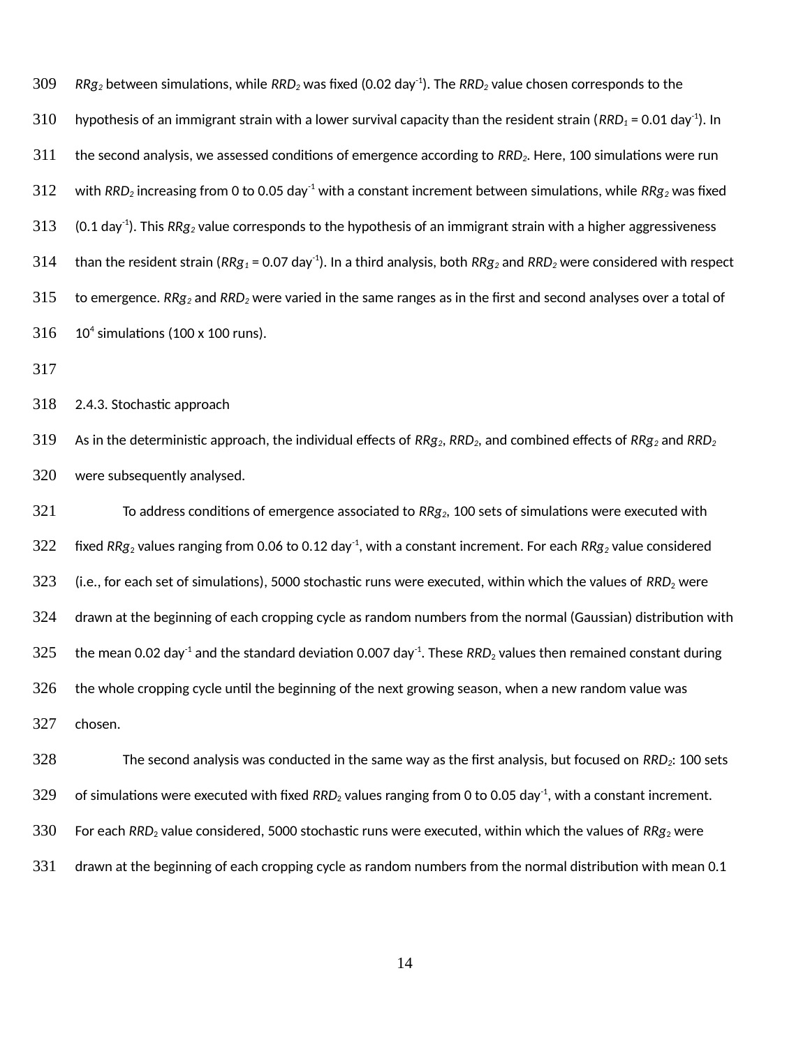$RRg_2$ between simulations, while $RRD_2$ was fixed (0.02 day$^{-1}$). The $RRD_2$ value chosen corresponds to the hypothesis of an immigrant strain with a lower survival capacity than the resident strain ($RRD_1$ = 0.01 day$^{-1}$). In the second analysis, we assessed conditions of emergence according to $RRD_2$. Here, 100 simulations were run with $RRD_2$ increasing from 0 to 0.05 day$^{-1}$ with a constant increment between simulations, while $RRg_2$ was fixed (0.1 day$^{-1}$). This $RRg_2$ value corresponds to the hypothesis of an immigrant strain with a higher aggressiveness than the resident strain ($RRg_1$ = 0.07 day$^{-1}$). In a third analysis, both $RRg_2$ and $RRD_2$ were considered with respect to emergence. $RRg_2$ and $RRD_2$ were varied in the same ranges as in the first and second analyses over a total of $10^4$ simulations (100 x 100 runs).

### 2.4.3. Stochastic approach

As in the deterministic approach, the individual effects of $RRg_2$, $RRD_2$, and combined effects of $RRg_2$ and $RRD_2$ were subsequently analysed.

To address conditions of emergence associated to $RRg_2$, 100 sets of simulations were executed with fixed $RRg_2$ values ranging from 0.06 to 0.12 day$^{-1}$, with a constant increment. For each $RRg_2$ value considered (i.e., for each set of simulations), 5000 stochastic runs were executed, within which the values of $RRD_2$ were drawn at the beginning of each cropping cycle as random numbers from the normal (Gaussian) distribution with the mean 0.02 day$^{-1}$ and the standard deviation 0.007 day$^{-1}$. These $RRD_2$ values then remained constant during the whole cropping cycle until the beginning of the next growing season, when a new random value was chosen.

The second analysis was conducted in the same way as the first analysis, but focused on $RRD_2$: 100 sets of simulations were executed with fixed $RRD_2$ values ranging from 0 to 0.05 day$^{-1}$, with a constant increment. For each $RRD_2$ value considered, 5000 stochastic runs were executed, within which the values of $RRg_2$ were drawn at the beginning of each cropping cycle as random numbers from the normal distribution with mean 0.1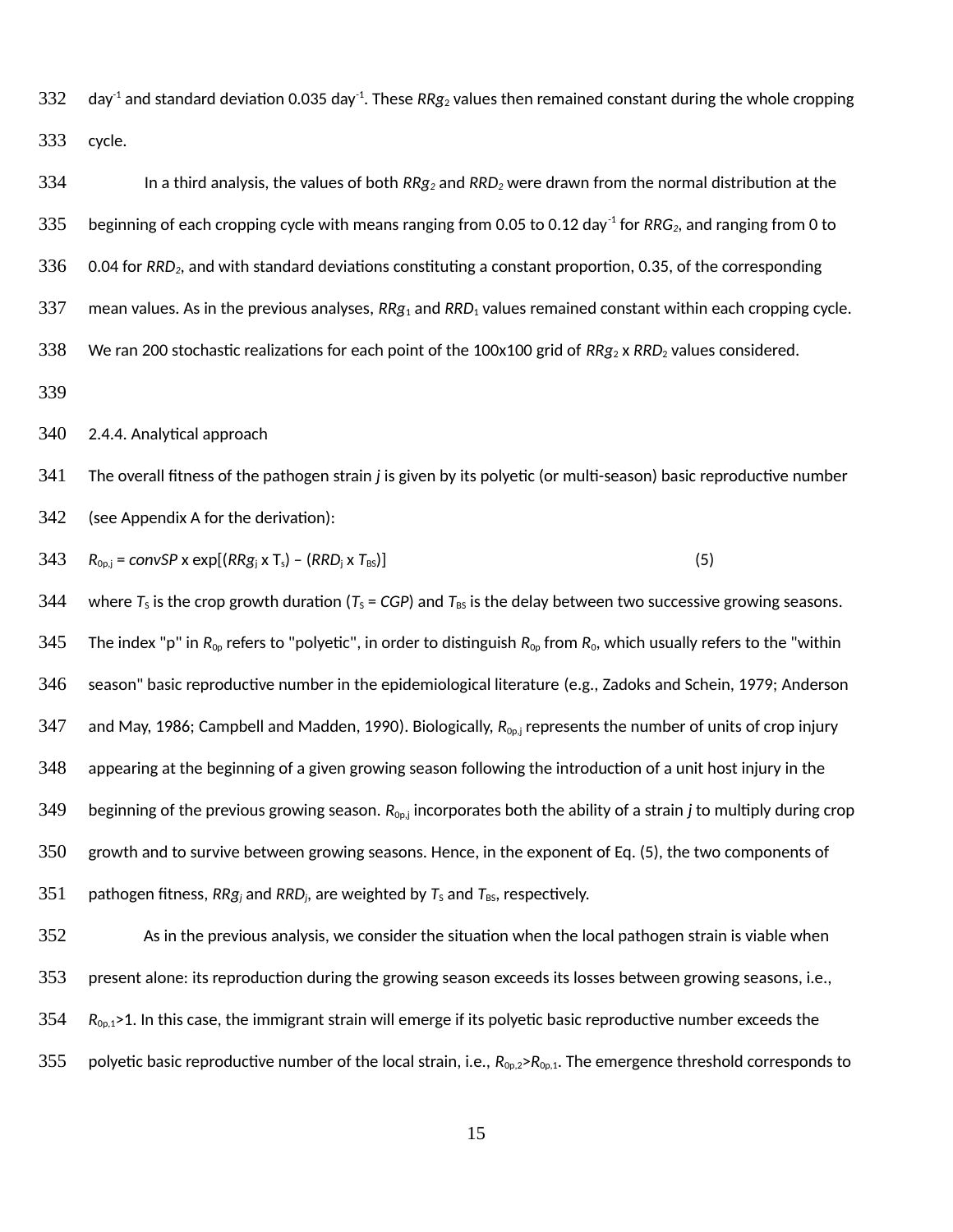day$^{-1}$ and standard deviation 0.035 day$^{-1}$. These $RRg_2$ values then remained constant during the whole cropping cycle.

In a third analysis, the values of both $RRg_2$ and $RRD_2$ were drawn from the normal distribution at the beginning of each cropping cycle with means ranging from 0.05 to 0.12 day$^{-1}$ for $RRG_2$, and ranging from 0 to 0.04 for $RRD_2$, and with standard deviations constituting a constant proportion, 0.35, of the corresponding mean values. As in the previous analyses, $RRg_1$ and $RRD_1$ values remained constant within each cropping cycle. We ran 200 stochastic realizations for each point of the 100x100 grid of $RRg_2$ x $RRD_2$ values considered.

2.4.4. Analytical approach

The overall fitness of the pathogen strain *j* is given by its polyetic (or multi-season) basic reproductive number (see Appendix A for the derivation):

$$R_{0p,j} = convSP \times \exp[(RRg_j \times T_s) - (RRD_j \times T_{BS})] \quad (5)$$

where $T_S$ is the crop growth duration ($T_S$ = *CGP*) and $T_{BS}$ is the delay between two successive growing seasons. The index "p" in $R_{0p}$ refers to "polyetic", in order to distinguish $R_{0p}$ from $R_0$, which usually refers to the "within season" basic reproductive number in the epidemiological literature (e.g., Zadoks and Schein, 1979; Anderson and May, 1986; Campbell and Madden, 1990). Biologically, $R_{0p,j}$ represents the number of units of crop injury appearing at the beginning of a given growing season following the introduction of a unit host injury in the beginning of the previous growing season. $R_{0p,j}$ incorporates both the ability of a strain *j* to multiply during crop growth and to survive between growing seasons. Hence, in the exponent of Eq. (5), the two components of pathogen fitness, $RRg_j$ and $RRD_j$, are weighted by $T_S$ and $T_{BS}$, respectively.

As in the previous analysis, we consider the situation when the local pathogen strain is viable when present alone: its reproduction during the growing season exceeds its losses between growing seasons, i.e., $R_{0p,1}$>1. In this case, the immigrant strain will emerge if its polyetic basic reproductive number exceeds the polyetic basic reproductive number of the local strain, i.e., $R_{0p,2}$>$R_{0p,1}$. The emergence threshold corresponds to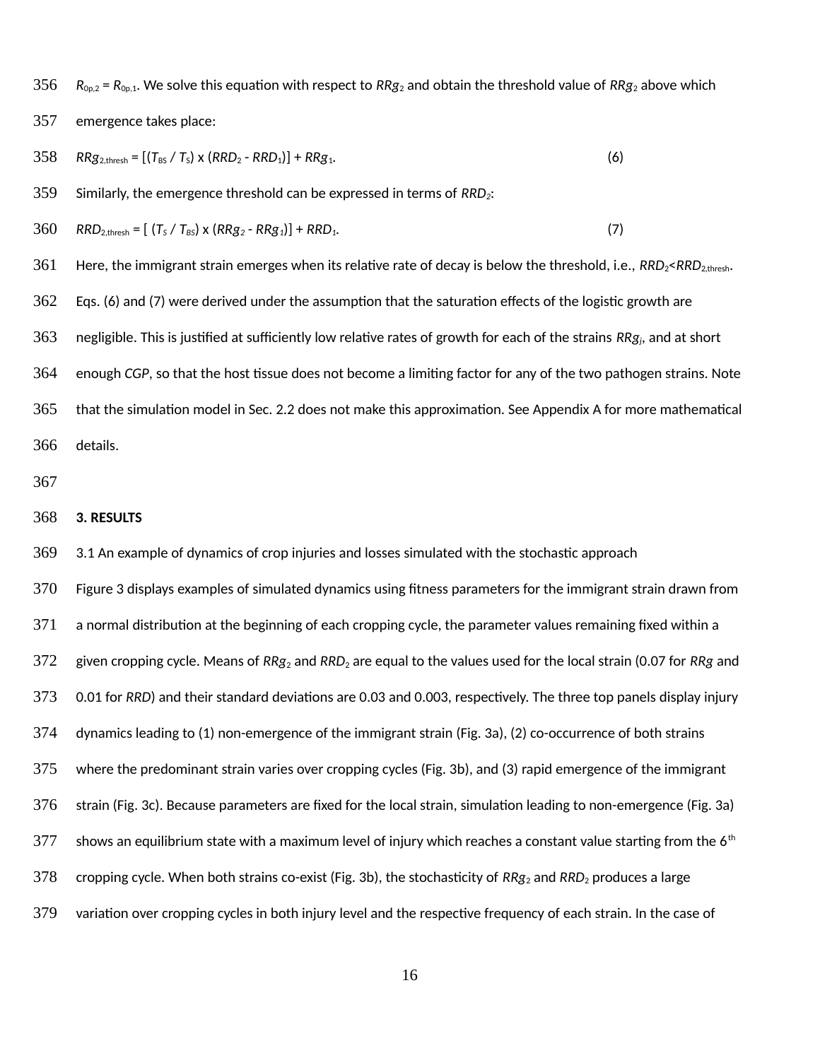$R_{0p,2} = R_{0p,1}$. We solve this equation with respect to $RRg_2$ and obtain the threshold value of $RRg_2$ above which emergence takes place:

$$RRg_{2,\text{thresh}} = [(T_{BS} / T_S) \times (RRD_2 - RRD_1)] + RRg_1. \quad (6)$$

Similarly, the emergence threshold can be expressed in terms of $RRD_2$:

$$RRD_{2,\text{thresh}} = [ (T_S / T_{BS}) \times (RRg_2 - RRg_1)] + RRD_1. \quad (7)$$

Here, the immigrant strain emerges when its relative rate of decay is below the threshold, i.e., $RRD_2 < RRD_{2,\text{thresh}}$. Eqs. (6) and (7) were derived under the assumption that the saturation effects of the logistic growth are negligible. This is justified at sufficiently low relative rates of growth for each of the strains $RRg_j$, and at short enough *CGP*, so that the host tissue does not become a limiting factor for any of the two pathogen strains. Note that the simulation model in Sec. 2.2 does not make this approximation. See Appendix A for more mathematical details.

## 3. RESULTS

### 3.1 An example of dynamics of crop injuries and losses simulated with the stochastic approach

Figure 3 displays examples of simulated dynamics using fitness parameters for the immigrant strain drawn from a normal distribution at the beginning of each cropping cycle, the parameter values remaining fixed within a given cropping cycle. Means of $RRg_2$ and $RRD_2$ are equal to the values used for the local strain (0.07 for *RRg* and 0.01 for *RRD*) and their standard deviations are 0.03 and 0.003, respectively. The three top panels display injury dynamics leading to (1) non-emergence of the immigrant strain (Fig. 3a), (2) co-occurrence of both strains where the predominant strain varies over cropping cycles (Fig. 3b), and (3) rapid emergence of the immigrant strain (Fig. 3c). Because parameters are fixed for the local strain, simulation leading to non-emergence (Fig. 3a) shows an equilibrium state with a maximum level of injury which reaches a constant value starting from the 6th cropping cycle. When both strains co-exist (Fig. 3b), the stochasticity of $RRg_2$ and $RRD_2$ produces a large variation over cropping cycles in both injury level and the respective frequency of each strain. In the case of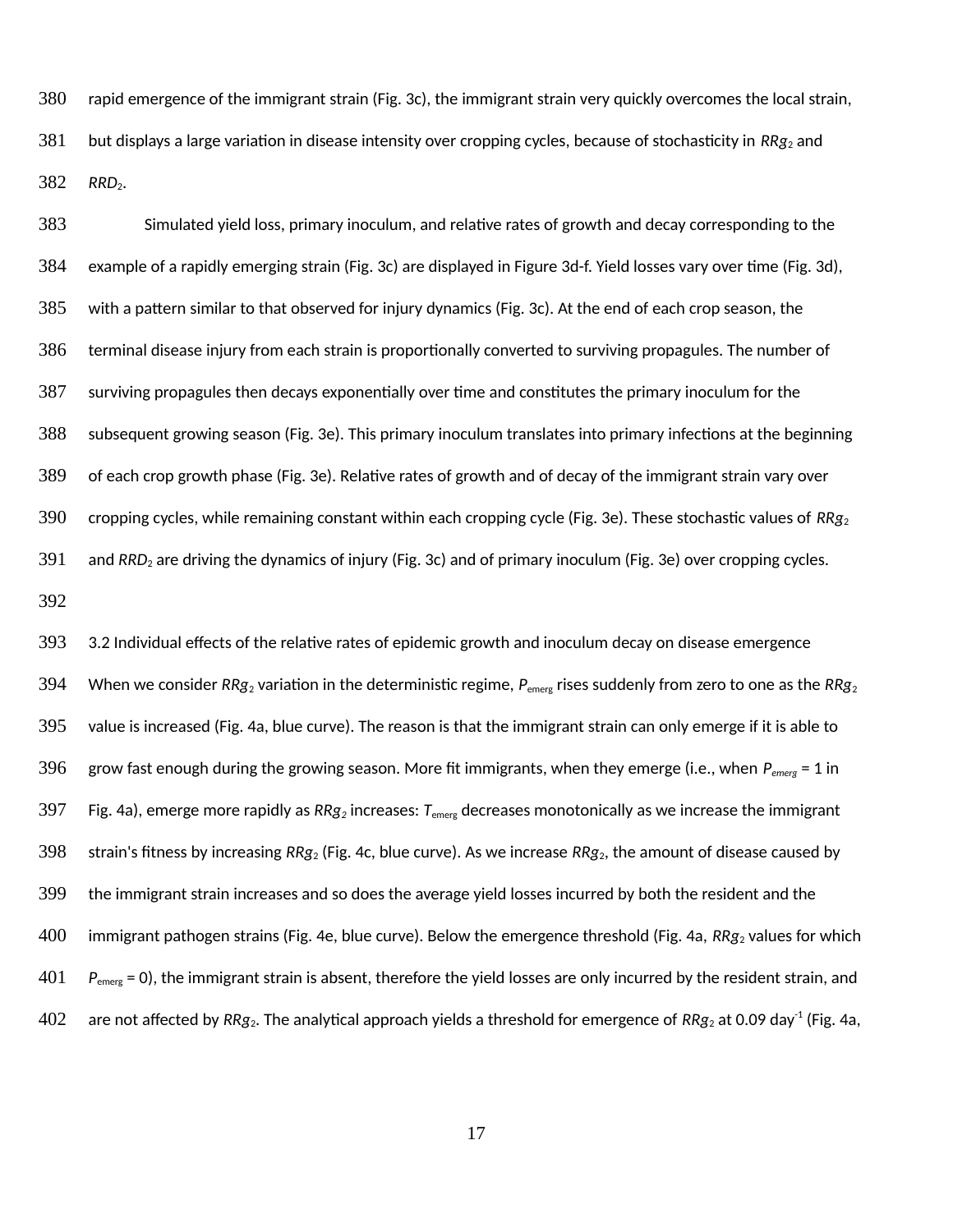rapid emergence of the immigrant strain (Fig. 3c), the immigrant strain very quickly overcomes the local strain, but displays a large variation in disease intensity over cropping cycles, because of stochasticity in $RRg_2$ and $RRD_2$.

Simulated yield loss, primary inoculum, and relative rates of growth and decay corresponding to the example of a rapidly emerging strain (Fig. 3c) are displayed in Figure 3d-f. Yield losses vary over time (Fig. 3d), with a pattern similar to that observed for injury dynamics (Fig. 3c). At the end of each crop season, the terminal disease injury from each strain is proportionally converted to surviving propagules. The number of surviving propagules then decays exponentially over time and constitutes the primary inoculum for the subsequent growing season (Fig. 3e). This primary inoculum translates into primary infections at the beginning of each crop growth phase (Fig. 3e). Relative rates of growth and of decay of the immigrant strain vary over cropping cycles, while remaining constant within each cropping cycle (Fig. 3e). These stochastic values of $RRg_2$ and $RRD_2$ are driving the dynamics of injury (Fig. 3c) and of primary inoculum (Fig. 3e) over cropping cycles.

### 3.2 Individual effects of the relative rates of epidemic growth and inoculum decay on disease emergence

When we consider $RRg_2$ variation in the deterministic regime, $P_{emerg}$ rises suddenly from zero to one as the $RRg_2$ value is increased (Fig. 4a, blue curve). The reason is that the immigrant strain can only emerge if it is able to grow fast enough during the growing season. More fit immigrants, when they emerge (i.e., when $P_{emerg}$ = 1 in Fig. 4a), emerge more rapidly as $RRg_2$ increases: $T_{emerg}$ decreases monotonically as we increase the immigrant strain's fitness by increasing $RRg_2$ (Fig. 4c, blue curve). As we increase $RRg_2$, the amount of disease caused by the immigrant strain increases and so does the average yield losses incurred by both the resident and the immigrant pathogen strains (Fig. 4e, blue curve). Below the emergence threshold (Fig. 4a, $RRg_2$ values for which $P_{emerg}$ = 0), the immigrant strain is absent, therefore the yield losses are only incurred by the resident strain, and are not affected by $RRg_2$. The analytical approach yields a threshold for emergence of $RRg_2$ at 0.09 day$^{-1}$ (Fig. 4a,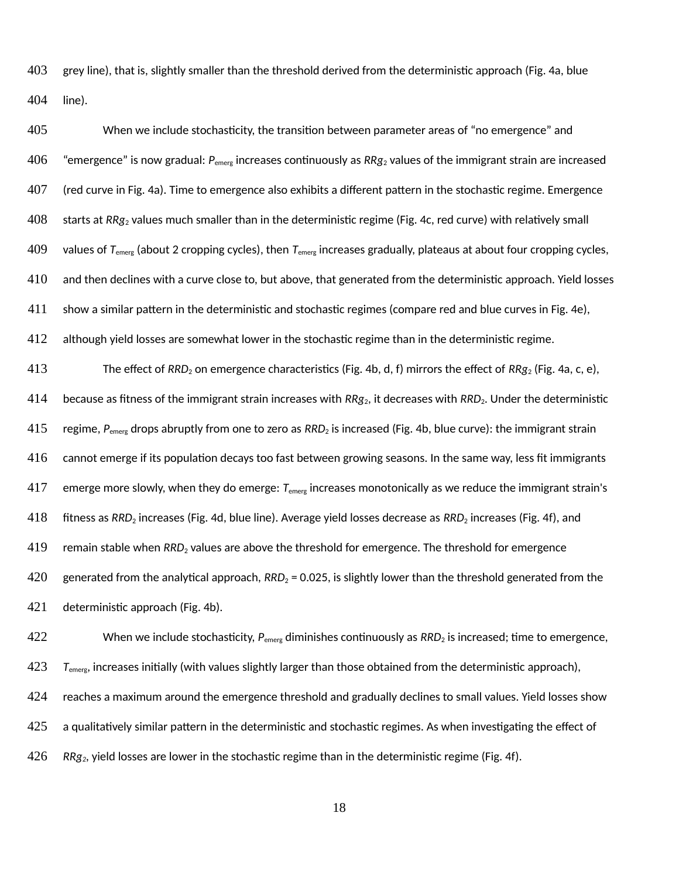grey line), that is, slightly smaller than the threshold derived from the deterministic approach (Fig. 4a, blue line).

When we include stochasticity, the transition between parameter areas of “no emergence” and “emergence” is now gradual: $P_{emerg}$ increases continuously as $RRg_2$ values of the immigrant strain are increased (red curve in Fig. 4a). Time to emergence also exhibits a different pattern in the stochastic regime. Emergence starts at $RRg_2$ values much smaller than in the deterministic regime (Fig. 4c, red curve) with relatively small values of $T_{emerg}$ (about 2 cropping cycles), then $T_{emerg}$ increases gradually, plateaus at about four cropping cycles, and then declines with a curve close to, but above, that generated from the deterministic approach. Yield losses show a similar pattern in the deterministic and stochastic regimes (compare red and blue curves in Fig. 4e), although yield losses are somewhat lower in the stochastic regime than in the deterministic regime.

The effect of $RRD_2$ on emergence characteristics (Fig. 4b, d, f) mirrors the effect of $RRg_2$ (Fig. 4a, c, e), because as fitness of the immigrant strain increases with $RRg_2$, it decreases with $RRD_2$. Under the deterministic regime, $P_{emerg}$ drops abruptly from one to zero as $RRD_2$ is increased (Fig. 4b, blue curve): the immigrant strain cannot emerge if its population decays too fast between growing seasons. In the same way, less fit immigrants emerge more slowly, when they do emerge: $T_{emerg}$ increases monotonically as we reduce the immigrant strain's fitness as $RRD_2$ increases (Fig. 4d, blue line). Average yield losses decrease as $RRD_2$ increases (Fig. 4f), and remain stable when $RRD_2$ values are above the threshold for emergence. The threshold for emergence generated from the analytical approach, $RRD_2 = 0.025$, is slightly lower than the threshold generated from the deterministic approach (Fig. 4b).

When we include stochasticity, $P_{emerg}$ diminishes continuously as $RRD_2$ is increased; time to emergence, $T_{emerg}$, increases initially (with values slightly larger than those obtained from the deterministic approach), reaches a maximum around the emergence threshold and gradually declines to small values. Yield losses show a qualitatively similar pattern in the deterministic and stochastic regimes. As when investigating the effect of $RRg_2$, yield losses are lower in the stochastic regime than in the deterministic regime (Fig. 4f).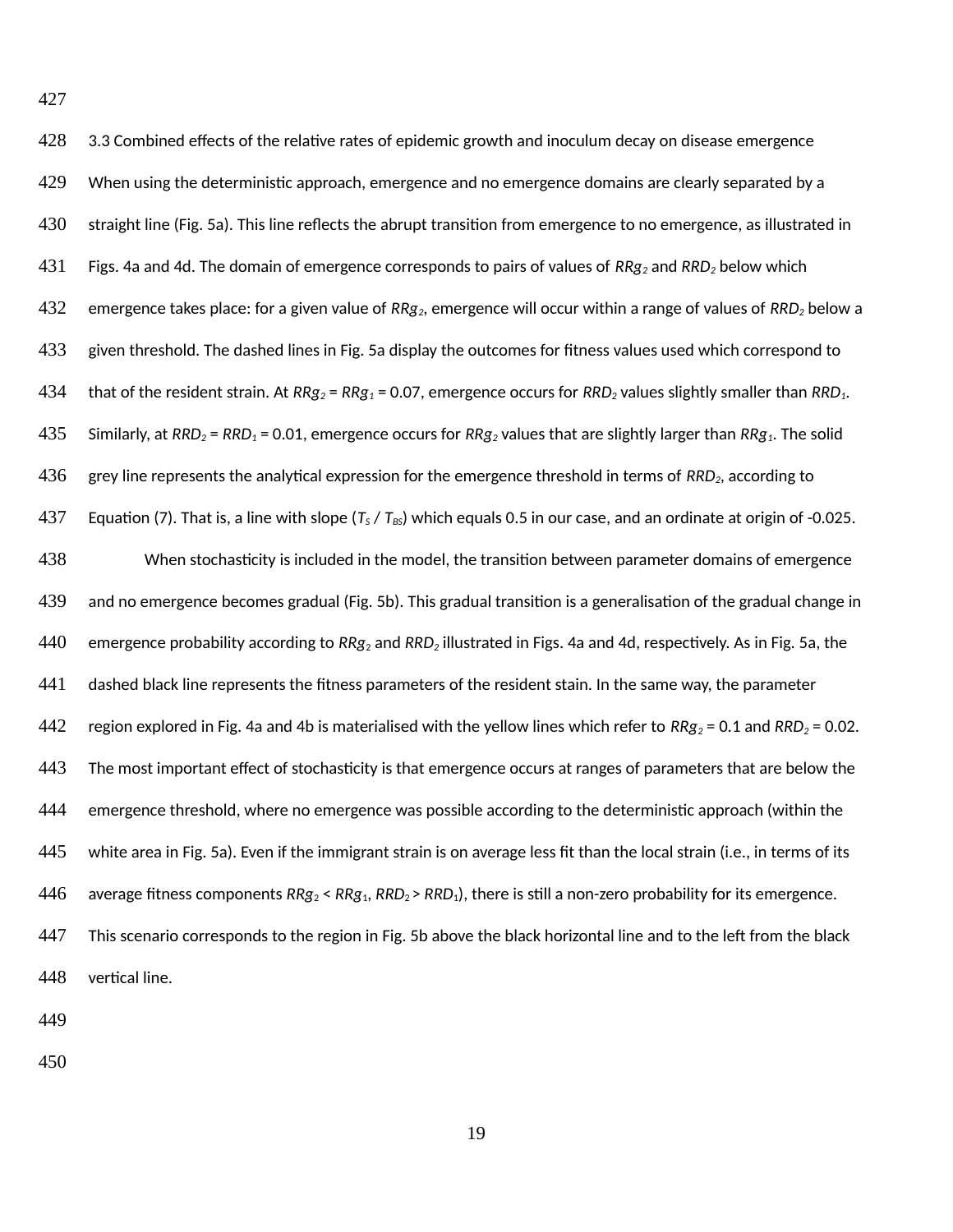### 3.3 Combined effects of the relative rates of epidemic growth and inoculum decay on disease emergence

When using the deterministic approach, emergence and no emergence domains are clearly separated by a straight line (Fig. 5a). This line reflects the abrupt transition from emergence to no emergence, as illustrated in Figs. 4a and 4d. The domain of emergence corresponds to pairs of values of $RRg_2$ and $RRD_2$ below which emergence takes place: for a given value of $RRg_2$, emergence will occur within a range of values of $RRD_2$ below a given threshold. The dashed lines in Fig. 5a display the outcomes for fitness values used which correspond to that of the resident strain. At $RRg_2 = RRg_1 = 0.07$, emergence occurs for $RRD_2$ values slightly smaller than $RRD_1$. Similarly, at $RRD_2 = RRD_1 = 0.01$, emergence occurs for $RRg_2$ values that are slightly larger than $RRg_1$. The solid grey line represents the analytical expression for the emergence threshold in terms of $RRD_2$, according to Equation (7). That is, a line with slope ($T_S$ / $T_{BS}$) which equals 0.5 in our case, and an ordinate at origin of -0.025.

When stochasticity is included in the model, the transition between parameter domains of emergence and no emergence becomes gradual (Fig. 5b). This gradual transition is a generalisation of the gradual change in emergence probability according to $RRg_2$ and $RRD_2$ illustrated in Figs. 4a and 4d, respectively. As in Fig. 5a, the dashed black line represents the fitness parameters of the resident stain. In the same way, the parameter region explored in Fig. 4a and 4b is materialised with the yellow lines which refer to $RRg_2 = 0.1$ and $RRD_2 = 0.02$. The most important effect of stochasticity is that emergence occurs at ranges of parameters that are below the emergence threshold, where no emergence was possible according to the deterministic approach (within the white area in Fig. 5a). Even if the immigrant strain is on average less fit than the local strain (i.e., in terms of its average fitness components $RRg_2 < RRg_1$, $RRD_2 > RRD_1$), there is still a non-zero probability for its emergence. This scenario corresponds to the region in Fig. 5b above the black horizontal line and to the left from the black vertical line.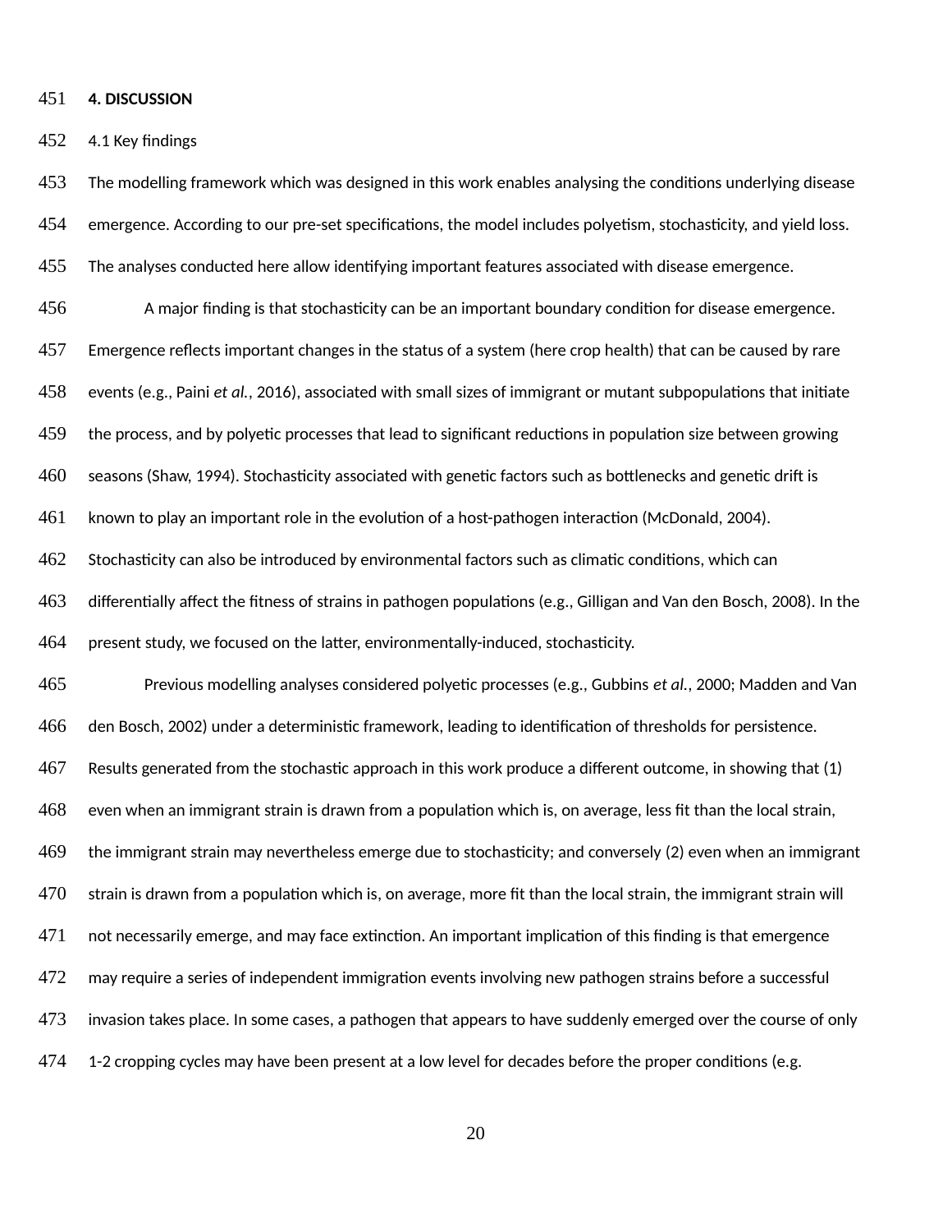# 4. DISCUSSION

## 4.1 Key findings

The modelling framework which was designed in this work enables analysing the conditions underlying disease emergence. According to our pre-set specifications, the model includes polyetism, stochasticity, and yield loss. The analyses conducted here allow identifying important features associated with disease emergence.

A major finding is that stochasticity can be an important boundary condition for disease emergence. Emergence reflects important changes in the status of a system (here crop health) that can be caused by rare events (e.g., Paini *et al.*, 2016), associated with small sizes of immigrant or mutant subpopulations that initiate the process, and by polyetic processes that lead to significant reductions in population size between growing seasons (Shaw, 1994). Stochasticity associated with genetic factors such as bottlenecks and genetic drift is known to play an important role in the evolution of a host-pathogen interaction (McDonald, 2004). Stochasticity can also be introduced by environmental factors such as climatic conditions, which can differentially affect the fitness of strains in pathogen populations (e.g., Gilligan and Van den Bosch, 2008). In the present study, we focused on the latter, environmentally-induced, stochasticity.

Previous modelling analyses considered polyetic processes (e.g., Gubbins *et al.*, 2000; Madden and Van den Bosch, 2002) under a deterministic framework, leading to identification of thresholds for persistence. Results generated from the stochastic approach in this work produce a different outcome, in showing that (1) even when an immigrant strain is drawn from a population which is, on average, less fit than the local strain, the immigrant strain may nevertheless emerge due to stochasticity; and conversely (2) even when an immigrant strain is drawn from a population which is, on average, more fit than the local strain, the immigrant strain will not necessarily emerge, and may face extinction. An important implication of this finding is that emergence may require a series of independent immigration events involving new pathogen strains before a successful invasion takes place. In some cases, a pathogen that appears to have suddenly emerged over the course of only 1-2 cropping cycles may have been present at a low level for decades before the proper conditions (e.g.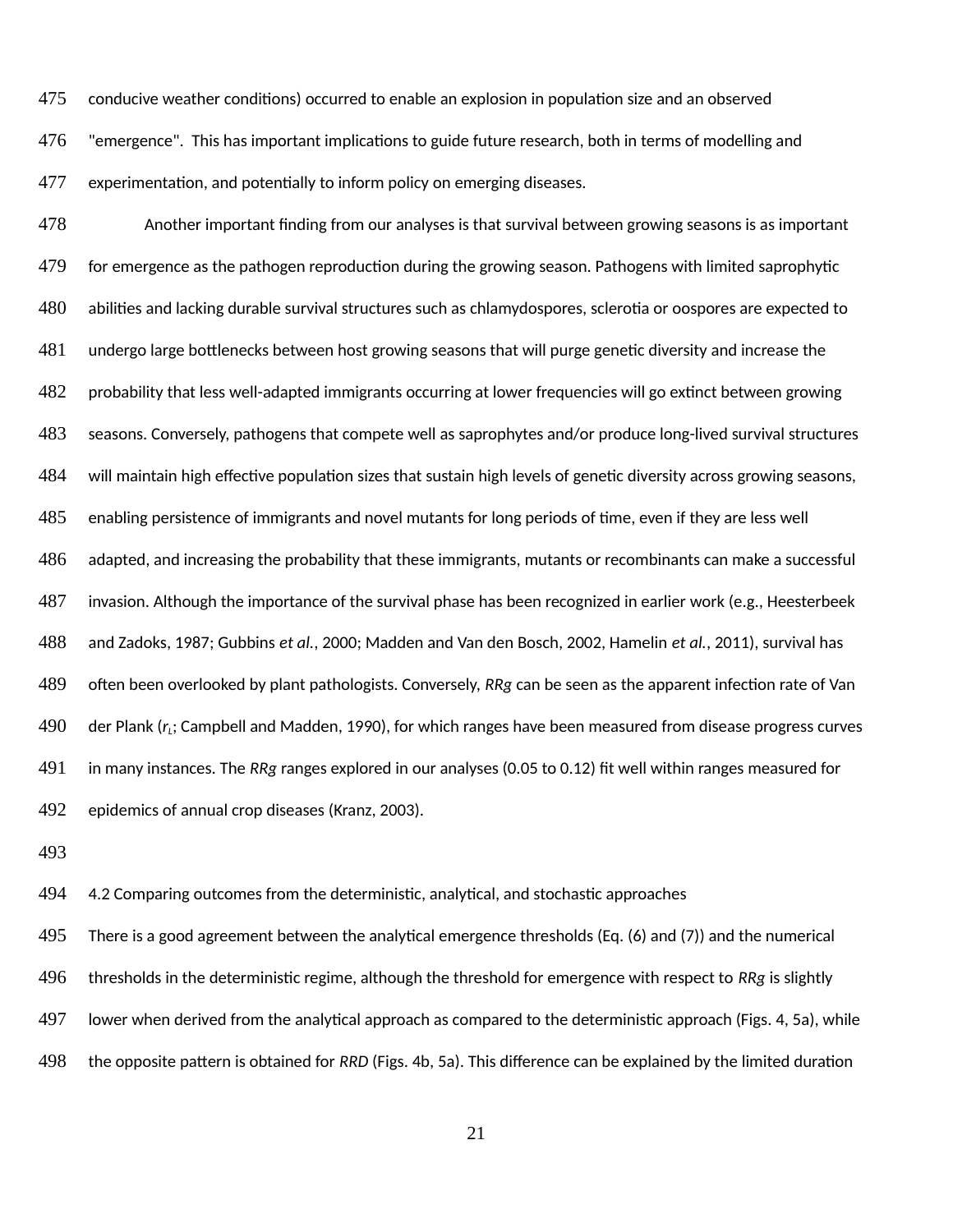conducive weather conditions) occurred to enable an explosion in population size and an observed "emergence". This has important implications to guide future research, both in terms of modelling and experimentation, and potentially to inform policy on emerging diseases.

Another important finding from our analyses is that survival between growing seasons is as important for emergence as the pathogen reproduction during the growing season. Pathogens with limited saprophytic abilities and lacking durable survival structures such as chlamydospores, sclerotia or oospores are expected to undergo large bottlenecks between host growing seasons that will purge genetic diversity and increase the probability that less well-adapted immigrants occurring at lower frequencies will go extinct between growing seasons. Conversely, pathogens that compete well as saprophytes and/or produce long-lived survival structures will maintain high effective population sizes that sustain high levels of genetic diversity across growing seasons, enabling persistence of immigrants and novel mutants for long periods of time, even if they are less well adapted, and increasing the probability that these immigrants, mutants or recombinants can make a successful invasion. Although the importance of the survival phase has been recognized in earlier work (e.g., Heesterbeek and Zadoks, 1987; Gubbins *et al.*, 2000; Madden and Van den Bosch, 2002, Hamelin *et al.*, 2011), survival has often been overlooked by plant pathologists. Conversely, *RRg* can be seen as the apparent infection rate of Van der Plank ($r_L$; Campbell and Madden, 1990), for which ranges have been measured from disease progress curves in many instances. The *RRg* ranges explored in our analyses (0.05 to 0.12) fit well within ranges measured for epidemics of annual crop diseases (Kranz, 2003).

### 4.2 Comparing outcomes from the deterministic, analytical, and stochastic approaches

There is a good agreement between the analytical emergence thresholds (Eq. (6) and (7)) and the numerical thresholds in the deterministic regime, although the threshold for emergence with respect to *RRg* is slightly lower when derived from the analytical approach as compared to the deterministic approach (Figs. 4, 5a), while the opposite pattern is obtained for *RRD* (Figs. 4b, 5a). This difference can be explained by the limited duration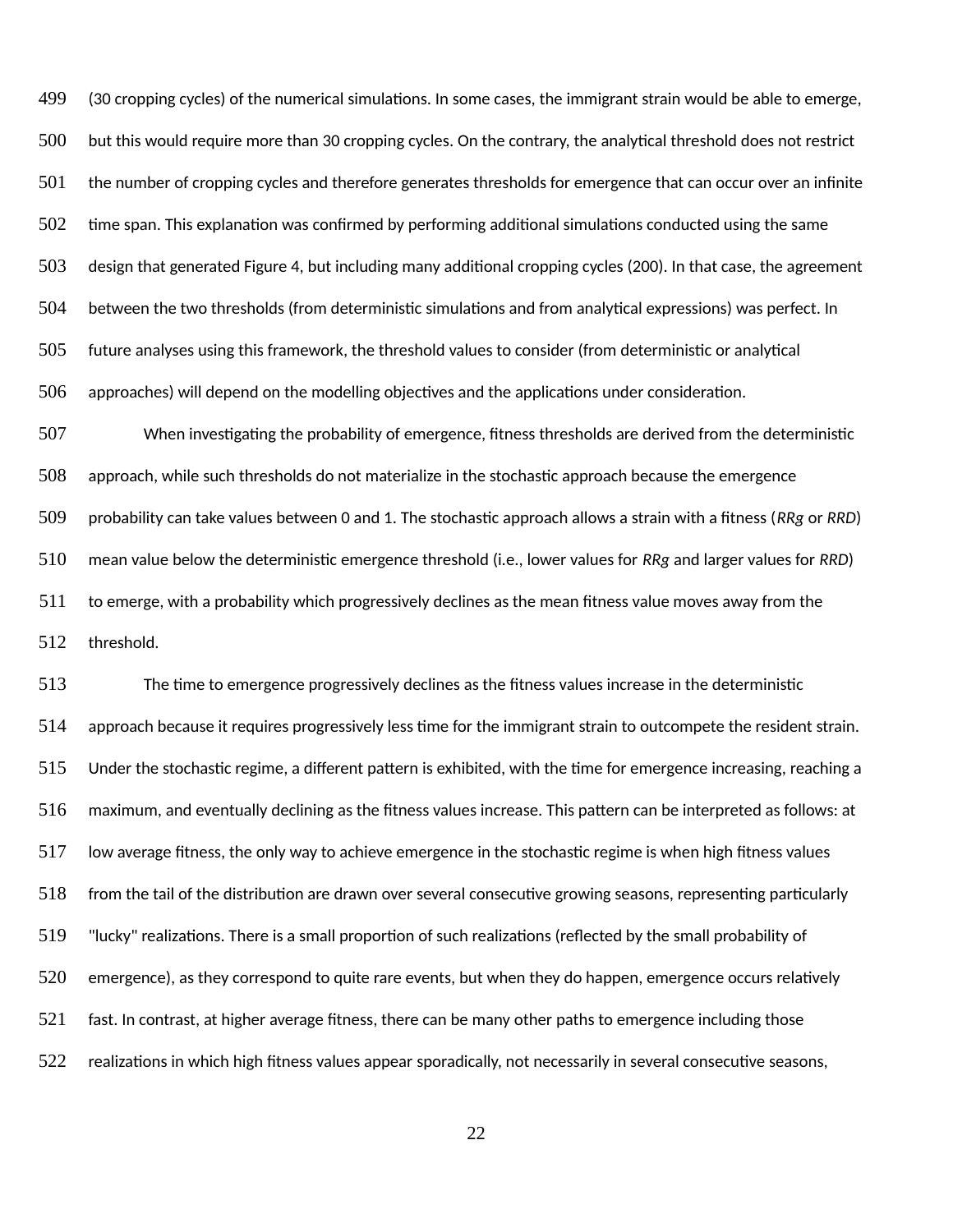(30 cropping cycles) of the numerical simulations. In some cases, the immigrant strain would be able to emerge, but this would require more than 30 cropping cycles. On the contrary, the analytical threshold does not restrict the number of cropping cycles and therefore generates thresholds for emergence that can occur over an infinite time span. This explanation was confirmed by performing additional simulations conducted using the same design that generated Figure 4, but including many additional cropping cycles (200). In that case, the agreement between the two thresholds (from deterministic simulations and from analytical expressions) was perfect. In future analyses using this framework, the threshold values to consider (from deterministic or analytical approaches) will depend on the modelling objectives and the applications under consideration.

When investigating the probability of emergence, fitness thresholds are derived from the deterministic approach, while such thresholds do not materialize in the stochastic approach because the emergence probability can take values between 0 and 1. The stochastic approach allows a strain with a fitness (*RRg* or *RRD*) mean value below the deterministic emergence threshold (i.e., lower values for *RRg* and larger values for *RRD*) to emerge, with a probability which progressively declines as the mean fitness value moves away from the threshold.

The time to emergence progressively declines as the fitness values increase in the deterministic approach because it requires progressively less time for the immigrant strain to outcompete the resident strain. Under the stochastic regime, a different pattern is exhibited, with the time for emergence increasing, reaching a maximum, and eventually declining as the fitness values increase. This pattern can be interpreted as follows: at low average fitness, the only way to achieve emergence in the stochastic regime is when high fitness values from the tail of the distribution are drawn over several consecutive growing seasons, representing particularly "lucky" realizations. There is a small proportion of such realizations (reflected by the small probability of emergence), as they correspond to quite rare events, but when they do happen, emergence occurs relatively fast. In contrast, at higher average fitness, there can be many other paths to emergence including those realizations in which high fitness values appear sporadically, not necessarily in several consecutive seasons,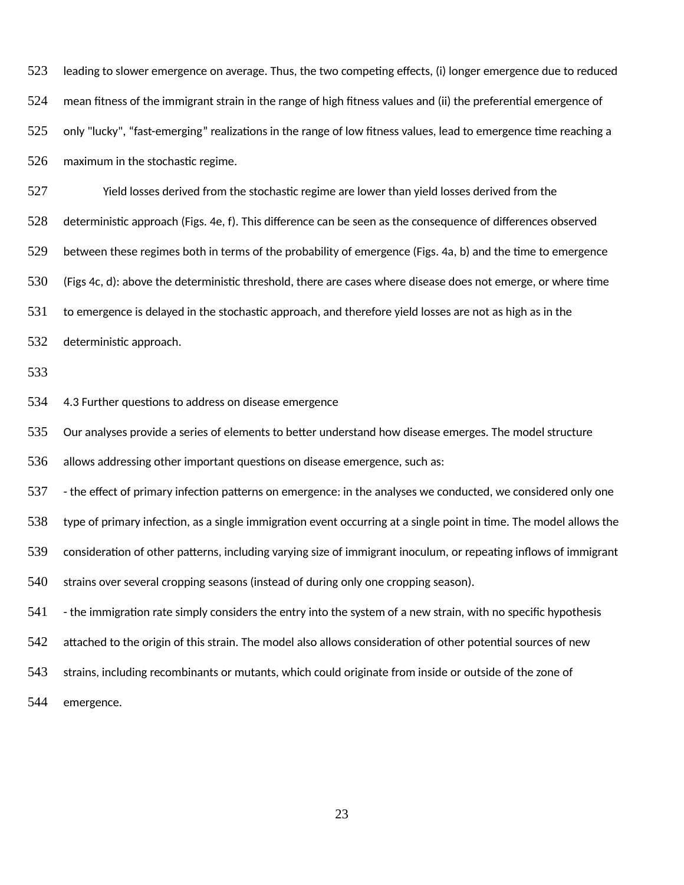leading to slower emergence on average. Thus, the two competing effects, (i) longer emergence due to reduced mean fitness of the immigrant strain in the range of high fitness values and (ii) the preferential emergence of only "lucky", “fast-emerging” realizations in the range of low fitness values, lead to emergence time reaching a maximum in the stochastic regime.

Yield losses derived from the stochastic regime are lower than yield losses derived from the deterministic approach (Figs. 4e, f). This difference can be seen as the consequence of differences observed between these regimes both in terms of the probability of emergence (Figs. 4a, b) and the time to emergence (Figs 4c, d): above the deterministic threshold, there are cases where disease does not emerge, or where time to emergence is delayed in the stochastic approach, and therefore yield losses are not as high as in the deterministic approach.

### 4.3 Further questions to address on disease emergence

Our analyses provide a series of elements to better understand how disease emerges. The model structure allows addressing other important questions on disease emergence, such as:

- the effect of primary infection patterns on emergence: in the analyses we conducted, we considered only one type of primary infection, as a single immigration event occurring at a single point in time. The model allows the consideration of other patterns, including varying size of immigrant inoculum, or repeating inflows of immigrant strains over several cropping seasons (instead of during only one cropping season).
- the immigration rate simply considers the entry into the system of a new strain, with no specific hypothesis attached to the origin of this strain. The model also allows consideration of other potential sources of new strains, including recombinants or mutants, which could originate from inside or outside of the zone of emergence.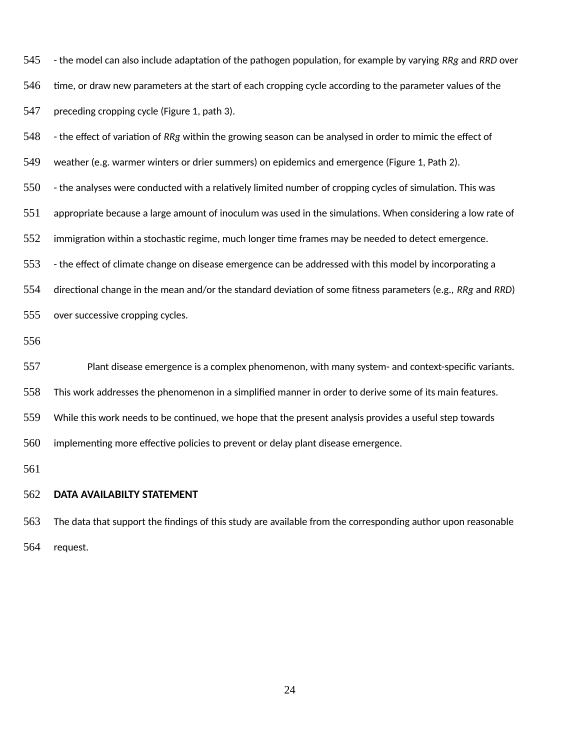- the model can also include adaptation of the pathogen population, for example by varying *RRg* and *RRD* over time, or draw new parameters at the start of each cropping cycle according to the parameter values of the preceding cropping cycle (Figure 1, path 3).

- the effect of variation of *RRg* within the growing season can be analysed in order to mimic the effect of weather (e.g. warmer winters or drier summers) on epidemics and emergence (Figure 1, Path 2).

- the analyses were conducted with a relatively limited number of cropping cycles of simulation. This was appropriate because a large amount of inoculum was used in the simulations. When considering a low rate of immigration within a stochastic regime, much longer time frames may be needed to detect emergence.

- the effect of climate change on disease emergence can be addressed with this model by incorporating a directional change in the mean and/or the standard deviation of some fitness parameters (e.g., *RRg* and *RRD*) over successive cropping cycles.

Plant disease emergence is a complex phenomenon, with many system- and context-specific variants. This work addresses the phenomenon in a simplified manner in order to derive some of its main features. While this work needs to be continued, we hope that the present analysis provides a useful step towards implementing more effective policies to prevent or delay plant disease emergence.

**DATA AVAILABILTY STATEMENT**

The data that support the findings of this study are available from the corresponding author upon reasonable request.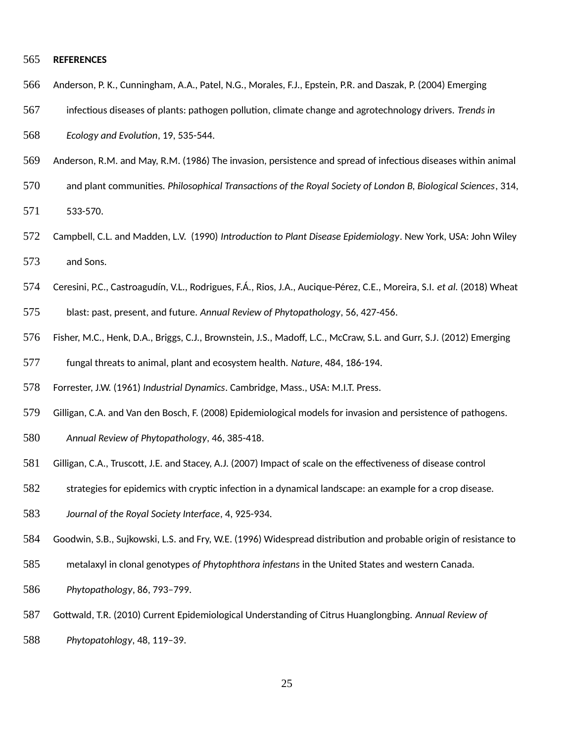## REFERENCES

Anderson, P. K., Cunningham, A.A., Patel, N.G., Morales, F.J., Epstein, P.R. and Daszak, P. (2004) Emerging infectious diseases of plants: pathogen pollution, climate change and agrotechnology drivers. *Trends in Ecology and Evolution*, 19, 535-544.

Anderson, R.M. and May, R.M. (1986) The invasion, persistence and spread of infectious diseases within animal and plant communities. *Philosophical Transactions of the Royal Society of London B*, *Biological Sciences*, 314, 533-570.

Campbell, C.L. and Madden, L.V. (1990) *Introduction to Plant Disease Epidemiology*. New York, USA: John Wiley and Sons.

Ceresini, P.C., Castroagudín, V.L., Rodrigues, F.Á., Rios, J.A., Aucique-Pérez, C.E., Moreira, S.I. *et al.* (2018) Wheat blast: past, present, and future. *Annual Review of Phytopathology*, 56, 427-456.

Fisher, M.C., Henk, D.A., Briggs, C.J., Brownstein, J.S., Madoff, L.C., McCraw, S.L. and Gurr, S.J. (2012) Emerging fungal threats to animal, plant and ecosystem health. *Nature*, 484, 186-194.

Forrester, J.W. (1961) *Industrial Dynamics*. Cambridge, Mass., USA: M.I.T. Press.

Gilligan, C.A. and Van den Bosch, F. (2008) Epidemiological models for invasion and persistence of pathogens. *Annual Review of Phytopathology*, 46, 385-418.

Gilligan, C.A., Truscott, J.E. and Stacey, A.J. (2007) Impact of scale on the effectiveness of disease control strategies for epidemics with cryptic infection in a dynamical landscape: an example for a crop disease. *Journal of the Royal Society Interface*, 4, 925-934.

Goodwin, S.B., Sujkowski, L.S. and Fry, W.E. (1996) Widespread distribution and probable origin of resistance to metalaxyl in clonal genotypes *of Phytophthora infestans* in the United States and western Canada. *Phytopathology*, 86, 793–799.

Gottwald, T.R. (2010) Current Epidemiological Understanding of Citrus Huanglongbing. *Annual Review of Phytopatohlogy*, 48, 119–39.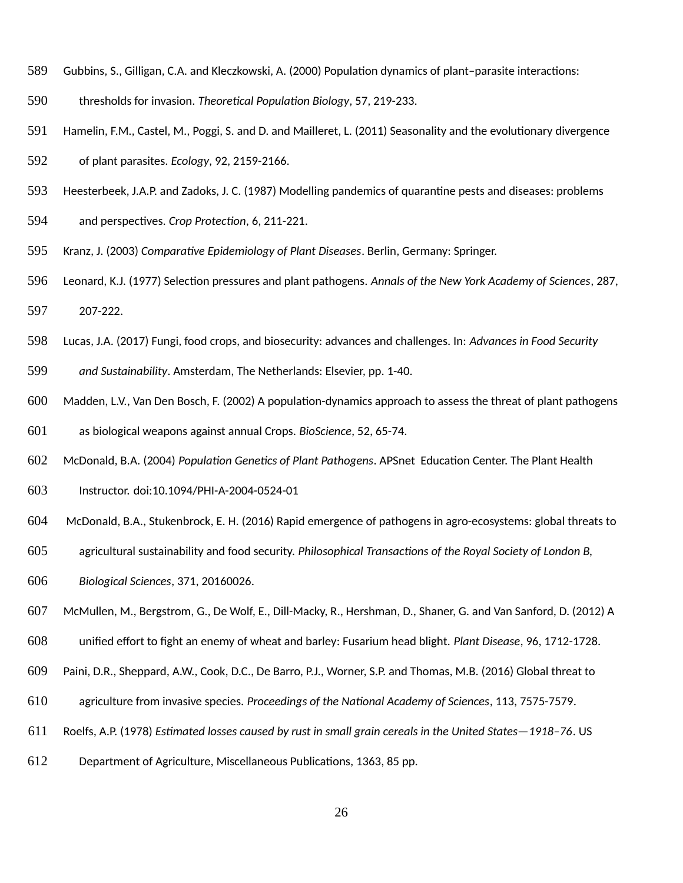Gubbins, S., Gilligan, C.A. and Kleczkowski, A. (2000) Population dynamics of plant–parasite interactions: thresholds for invasion. *Theoretical Population Biology*, 57, 219-233.

Hamelin, F.M., Castel, M., Poggi, S. and D. and Mailleret, L. (2011) Seasonality and the evolutionary divergence of plant parasites. *Ecology*, 92, 2159-2166.

Heesterbeek, J.A.P. and Zadoks, J. C. (1987) Modelling pandemics of quarantine pests and diseases: problems and perspectives. *Crop Protection*, 6, 211-221.

Kranz, J. (2003) *Comparative Epidemiology of Plant Diseases*. Berlin, Germany: Springer.

Leonard, K.J. (1977) Selection pressures and plant pathogens. *Annals of the New York Academy of Sciences*, 287, 207-222.

Lucas, J.A. (2017) Fungi, food crops, and biosecurity: advances and challenges. In: *Advances in Food Security and Sustainability*. Amsterdam, The Netherlands: Elsevier, pp. 1-40.

Madden, L.V., Van Den Bosch, F. (2002) A population-dynamics approach to assess the threat of plant pathogens as biological weapons against annual Crops. *BioScience*, 52, 65-74.

McDonald, B.A. (2004) *Population Genetics of Plant Pathogens*. APSnet Education Center. The Plant Health Instructor. doi:10.1094/PHI-A-2004-0524-01

McDonald, B.A., Stukenbrock, E. H. (2016) Rapid emergence of pathogens in agro-ecosystems: global threats to agricultural sustainability and food security. *Philosophical Transactions of the Royal Society of London B, Biological Sciences*, 371, 20160026.

McMullen, M., Bergstrom, G., De Wolf, E., Dill-Macky, R., Hershman, D., Shaner, G. and Van Sanford, D. (2012) A unified effort to fight an enemy of wheat and barley: Fusarium head blight. *Plant Disease*, 96, 1712-1728.

Paini, D.R., Sheppard, A.W., Cook, D.C., De Barro, P.J., Worner, S.P. and Thomas, M.B. (2016) Global threat to agriculture from invasive species. *Proceedings of the National Academy of Sciences*, 113, 7575-7579.

Roelfs, A.P. (1978) *Estimated losses caused by rust in small grain cereals in the United States—1918–76*. US Department of Agriculture, Miscellaneous Publications, 1363, 85 pp.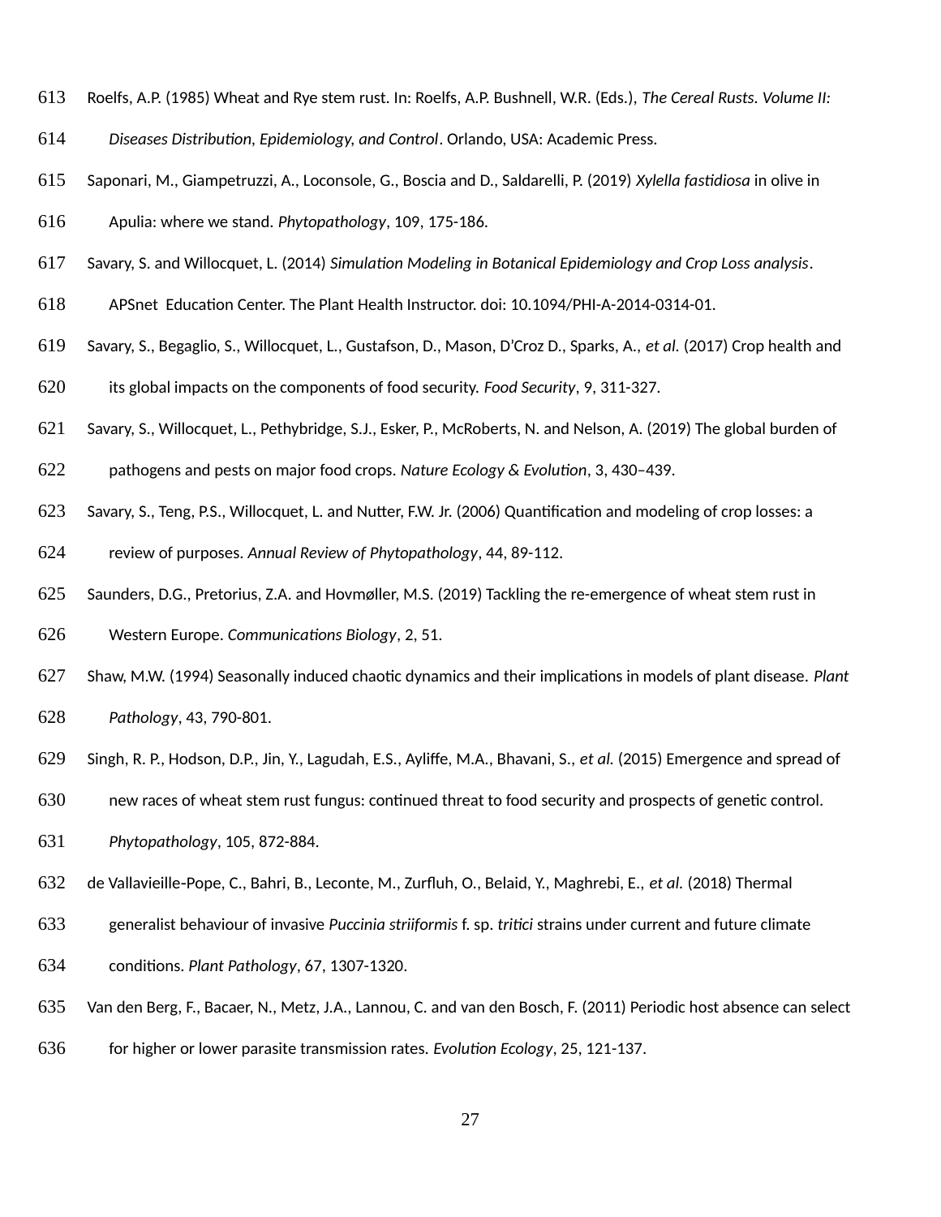Roelfs, A.P. (1985) Wheat and Rye stem rust. In: Roelfs, A.P. Bushnell, W.R. (Eds.), *The Cereal Rusts. Volume II: Diseases Distribution, Epidemiology, and Control*. Orlando, USA: Academic Press.

Saponari, M., Giampetruzzi, A., Loconsole, G., Boscia and D., Saldarelli, P. (2019) *Xylella fastidiosa* in olive in Apulia: where we stand. *Phytopathology*, 109, 175-186.

Savary, S. and Willocquet, L. (2014) *Simulation Modeling in Botanical Epidemiology and Crop Loss analysis*. APSnet Education Center. The Plant Health Instructor. doi: 10.1094/PHI-A-2014-0314-01.

Savary, S., Begaglio, S., Willocquet, L., Gustafson, D., Mason, D'Croz D., Sparks, A., *et al.* (2017) Crop health and its global impacts on the components of food security. *Food Security*, 9, 311-327.

Savary, S., Willocquet, L., Pethybridge, S.J., Esker, P., McRoberts, N. and Nelson, A. (2019) The global burden of pathogens and pests on major food crops. *Nature Ecology & Evolution*, 3, 430–439.

Savary, S., Teng, P.S., Willocquet, L. and Nutter, F.W. Jr. (2006) Quantification and modeling of crop losses: a review of purposes. *Annual Review of Phytopathology*, 44, 89-112.

Saunders, D.G., Pretorius, Z.A. and Hovmøller, M.S. (2019) Tackling the re-emergence of wheat stem rust in Western Europe. *Communications Biology*, 2, 51.

Shaw, M.W. (1994) Seasonally induced chaotic dynamics and their implications in models of plant disease. *Plant Pathology*, 43, 790-801.

Singh, R. P., Hodson, D.P., Jin, Y., Lagudah, E.S., Ayliffe, M.A., Bhavani, S., *et al.* (2015) Emergence and spread of new races of wheat stem rust fungus: continued threat to food security and prospects of genetic control. *Phytopathology*, 105, 872-884.

de Vallavieille-Pope, C., Bahri, B., Leconte, M., Zurfluh, O., Belaid, Y., Maghrebi, E., *et al.* (2018) Thermal generalist behaviour of invasive *Puccinia striiformis* f. sp. *tritici* strains under current and future climate conditions. *Plant Pathology*, 67, 1307-1320.

Van den Berg, F., Bacaer, N., Metz, J.A., Lannou, C. and van den Bosch, F. (2011) Periodic host absence can select for higher or lower parasite transmission rates. *Evolution Ecology*, 25, 121-137.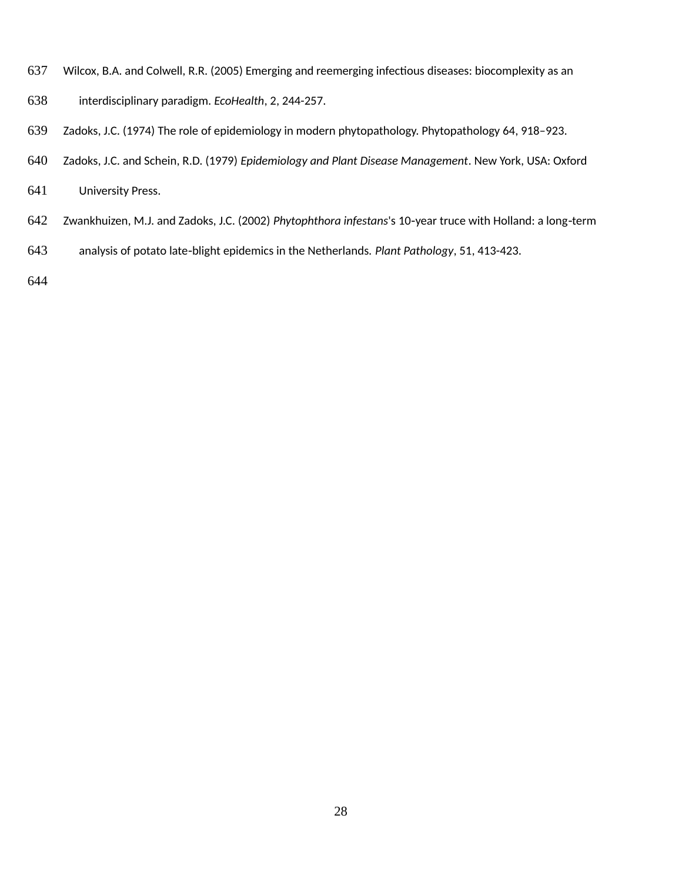Wilcox, B.A. and Colwell, R.R. (2005) Emerging and reemerging infectious diseases: biocomplexity as an interdisciplinary paradigm. *EcoHealth*, 2, 244-257.

Zadoks, J.C. (1974) The role of epidemiology in modern phytopathology. Phytopathology 64, 918–923.

Zadoks, J.C. and Schein, R.D. (1979) *Epidemiology and Plant Disease Management*. New York, USA: Oxford University Press.

Zwankhuizen, M.J. and Zadoks, J.C. (2002) *Phytophthora infestans*'s 10-year truce with Holland: a long-term analysis of potato late-blight epidemics in the Netherlands. *Plant Pathology*, 51, 413-423.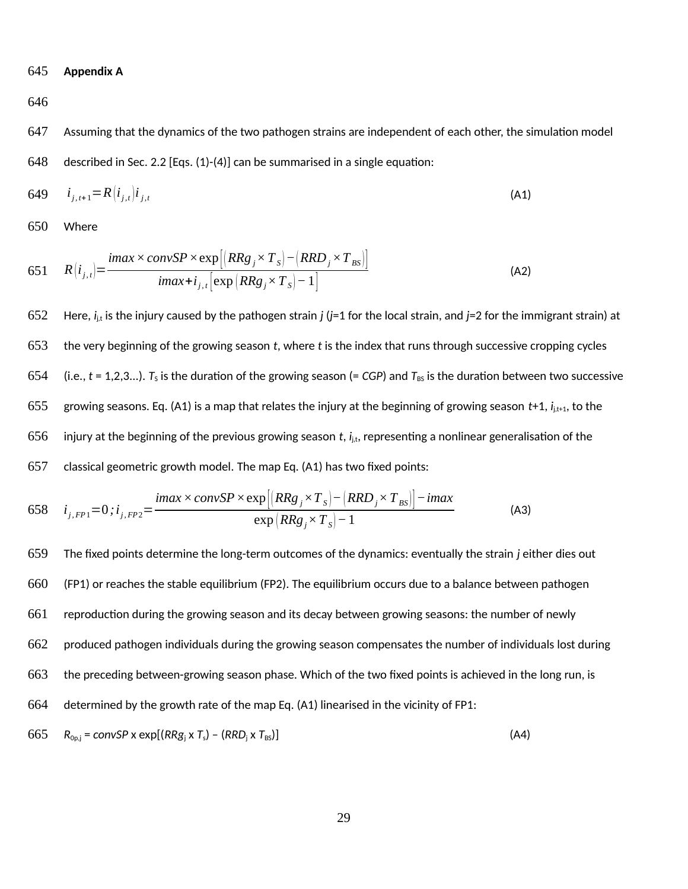**Appendix A**

Assuming that the dynamics of the two pathogen strains are independent of each other, the simulation model described in Sec. 2.2 [Eqs. (1)-(4)] can be summarised in a single equation:

$$i_{j,t+1} = R(i_{j,t})\, i_{j,t} \qquad \text{(A1)}$$

Where

$$R(i_{j,t}) = \frac{imax \times convSP \times \exp\left[\left(RRg_j \times T_S\right) - \left(RRD_j \times T_{BS}\right)\right]}{imax + i_{j,t}\left[\exp\left(RRg_j \times T_S\right) - 1\right]} \qquad \text{(A2)}$$

Here, $i_{j,t}$ is the injury caused by the pathogen strain *j* (*j*=1 for the local strain, and *j*=2 for the immigrant strain) at the very beginning of the growing season *t*, where *t* is the index that runs through successive cropping cycles (i.e., *t* = 1,2,3...). $T_S$ is the duration of the growing season (= *CGP*) and $T_{BS}$ is the duration between two successive growing seasons. Eq. (A1) is a map that relates the injury at the beginning of growing season *t*+1, $i_{j,t+1}$, to the injury at the beginning of the previous growing season *t*, $i_{j,t}$, representing a nonlinear generalisation of the classical geometric growth model. The map Eq. (A1) has two fixed points:

$$i_{j,FP1} = 0 \,;\, i_{j,FP2} = \frac{imax \times convSP \times \exp\left[\left(RRg_j \times T_S\right) - \left(RRD_j \times T_{BS}\right)\right] - imax}{\exp\left(RRg_j \times T_S\right) - 1} \qquad \text{(A3)}$$

The fixed points determine the long-term outcomes of the dynamics: eventually the strain *j* either dies out (FP1) or reaches the stable equilibrium (FP2). The equilibrium occurs due to a balance between pathogen reproduction during the growing season and its decay between growing seasons: the number of newly produced pathogen individuals during the growing season compensates the number of individuals lost during the preceding between-growing season phase. Which of the two fixed points is achieved in the long run, is determined by the growth rate of the map Eq. (A1) linearised in the vicinity of FP1:

$$R_{0p,j} = convSP \times \exp[(RRg_j \times T_s) - (RRD_j \times T_{BS})] \qquad \text{(A4)}$$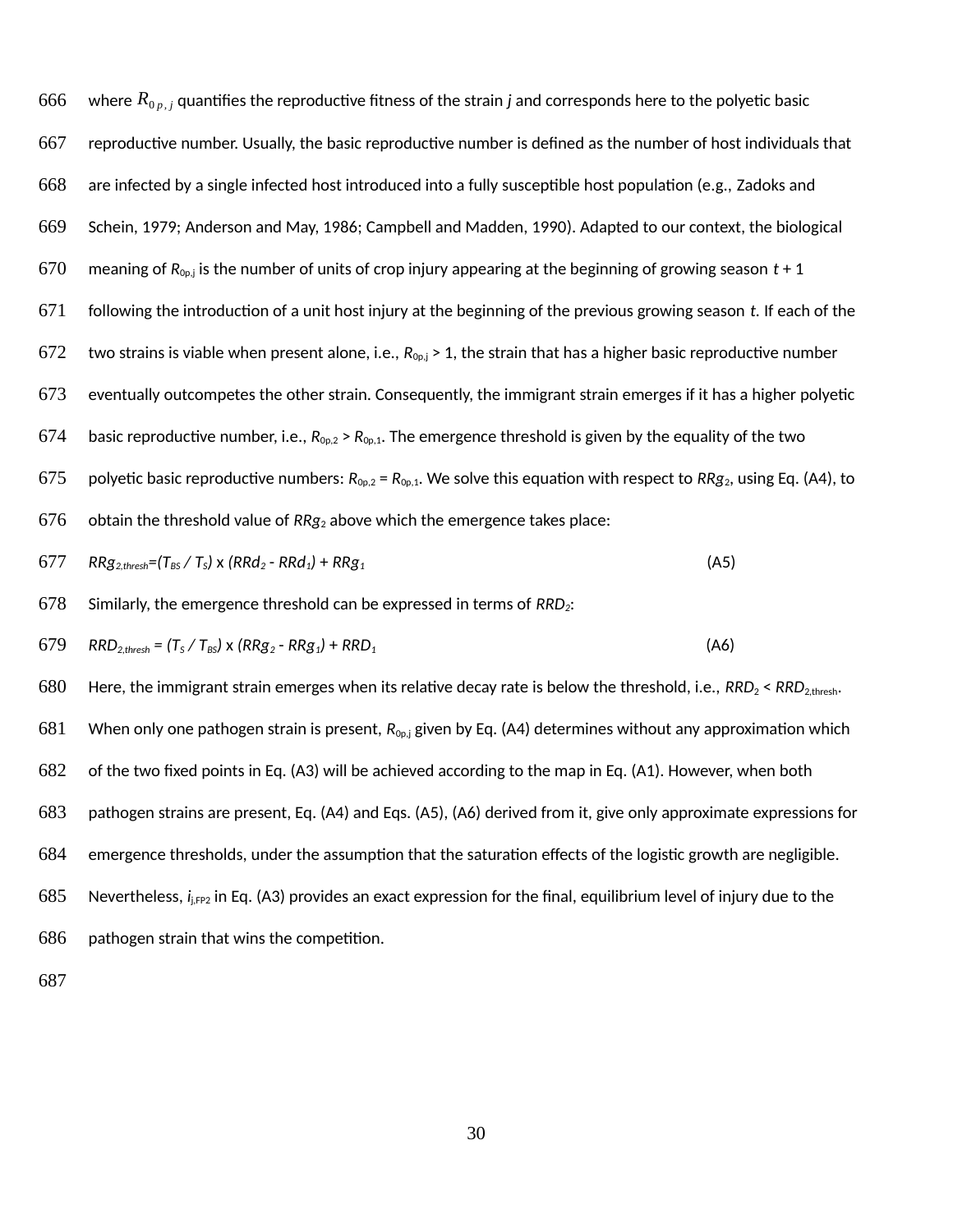where $R_{0p,j}$ quantifies the reproductive fitness of the strain *j* and corresponds here to the polyetic basic reproductive number. Usually, the basic reproductive number is defined as the number of host individuals that are infected by a single infected host introduced into a fully susceptible host population (e.g., Zadoks and Schein, 1979; Anderson and May, 1986; Campbell and Madden, 1990). Adapted to our context, the biological meaning of $R_{0p,j}$ is the number of units of crop injury appearing at the beginning of growing season $t + 1$ following the introduction of a unit host injury at the beginning of the previous growing season $t$. If each of the two strains is viable when present alone, i.e., $R_{0p,j} > 1$, the strain that has a higher basic reproductive number eventually outcompetes the other strain. Consequently, the immigrant strain emerges if it has a higher polyetic basic reproductive number, i.e., $R_{0p,2} > R_{0p,1}$. The emergence threshold is given by the equality of the two polyetic basic reproductive numbers: $R_{0p,2} = R_{0p,1}$. We solve this equation with respect to $RRg_2$, using Eq. (A4), to obtain the threshold value of $RRg_2$ above which the emergence takes place:

$$RRg_{2,thresh} = (T_{BS} / T_S) \times (RRd_2 - RRd_1) + RRg_1 \tag{A5}$$

Similarly, the emergence threshold can be expressed in terms of $RRD_2$:

$$RRD_{2,thresh} = (T_S / T_{BS}) \times (RRg_2 - RRg_1) + RRD_1 \tag{A6}$$

Here, the immigrant strain emerges when its relative decay rate is below the threshold, i.e., $RRD_2 < RRD_{2,thresh}$. When only one pathogen strain is present, $R_{0p,j}$ given by Eq. (A4) determines without any approximation which of the two fixed points in Eq. (A3) will be achieved according to the map in Eq. (A1). However, when both pathogen strains are present, Eq. (A4) and Eqs. (A5), (A6) derived from it, give only approximate expressions for emergence thresholds, under the assumption that the saturation effects of the logistic growth are negligible. Nevertheless, $i_{j,FP2}$ in Eq. (A3) provides an exact expression for the final, equilibrium level of injury due to the pathogen strain that wins the competition.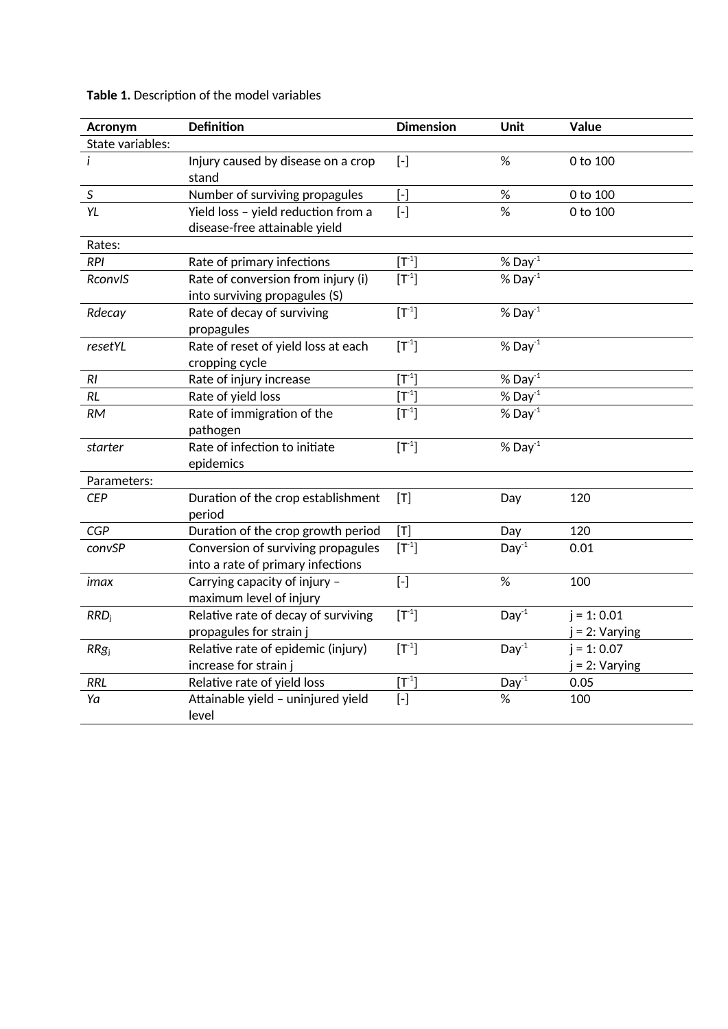**Table 1.** Description of the model variables

| Acronym | Definition | Dimension | Unit | Value |
|---|---|---|---|---|
| State variables: | | | | |
| *i* | Injury caused by disease on a crop stand | [-] | % | 0 to 100 |
| *S* | Number of surviving propagules | [-] | % | 0 to 100 |
| *YL* | Yield loss – yield reduction from a disease-free attainable yield | [-] | % | 0 to 100 |
| Rates: | | | | |
| *RPI* | Rate of primary infections | [$T^{-1}$] | % $Day^{-1}$ | |
| *RconvIS* | Rate of conversion from injury (i) into surviving propagules (S) | [$T^{-1}$] | % $Day^{-1}$ | |
| *Rdecay* | Rate of decay of surviving propagules | [$T^{-1}$] | % $Day^{-1}$ | |
| *resetYL* | Rate of reset of yield loss at each cropping cycle | [$T^{-1}$] | % $Day^{-1}$ | |
| *RI* | Rate of injury increase | [$T^{-1}$] | % $Day^{-1}$ | |
| *RL* | Rate of yield loss | [$T^{-1}$] | % $Day^{-1}$ | |
| *RM* | Rate of immigration of the pathogen | [$T^{-1}$] | % $Day^{-1}$ | |
| *starter* | Rate of infection to initiate epidemics | [$T^{-1}$] | % $Day^{-1}$ | |
| Parameters: | | | | |
| *CEP* | Duration of the crop establishment period | [T] | Day | 120 |
| *CGP* | Duration of the crop growth period | [T] | Day | 120 |
| *convSP* | Conversion of surviving propagules into a rate of primary infections | [$T^{-1}$] | $Day^{-1}$ | 0.01 |
| *imax* | Carrying capacity of injury – maximum level of injury | [-] | % | 100 |
| $RRD_j$ | Relative rate of decay of surviving propagules for strain j | [$T^{-1}$] | $Day^{-1}$ | j = 1: 0.01<br>j = 2: Varying |
| $RRg_j$ | Relative rate of epidemic (injury) increase for strain j | [$T^{-1}$] | $Day^{-1}$ | j = 1: 0.07<br>j = 2: Varying |
| *RRL* | Relative rate of yield loss | [$T^{-1}$] | $Day^{-1}$ | 0.05 |
| *Ya* | Attainable yield – uninjured yield level | [-] | % | 100 |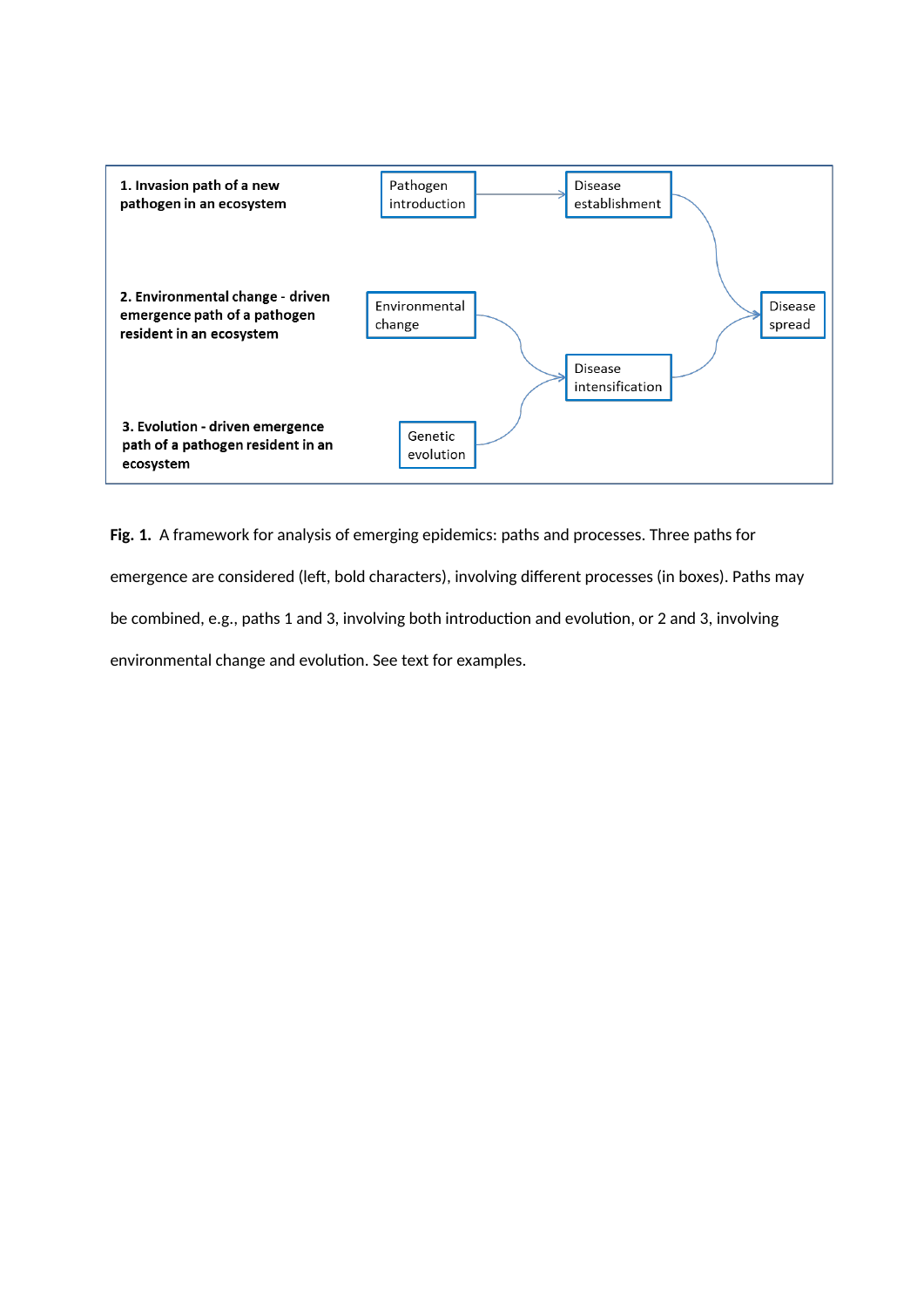1. Invasion path of a new pathogen in an ecosystem

Pathogen introduction → Disease establishment → Disease spread

2. Environmental change - driven emergence path of a pathogen resident in an ecosystem

Environmental change → Disease intensification → Disease spread

3. Evolution - driven emergence path of a pathogen resident in an ecosystem

Genetic evolution → Disease intensification

**Fig. 1.** A framework for analysis of emerging epidemics: paths and processes. Three paths for emergence are considered (left, bold characters), involving different processes (in boxes). Paths may be combined, e.g., paths 1 and 3, involving both introduction and evolution, or 2 and 3, involving environmental change and evolution. See text for examples.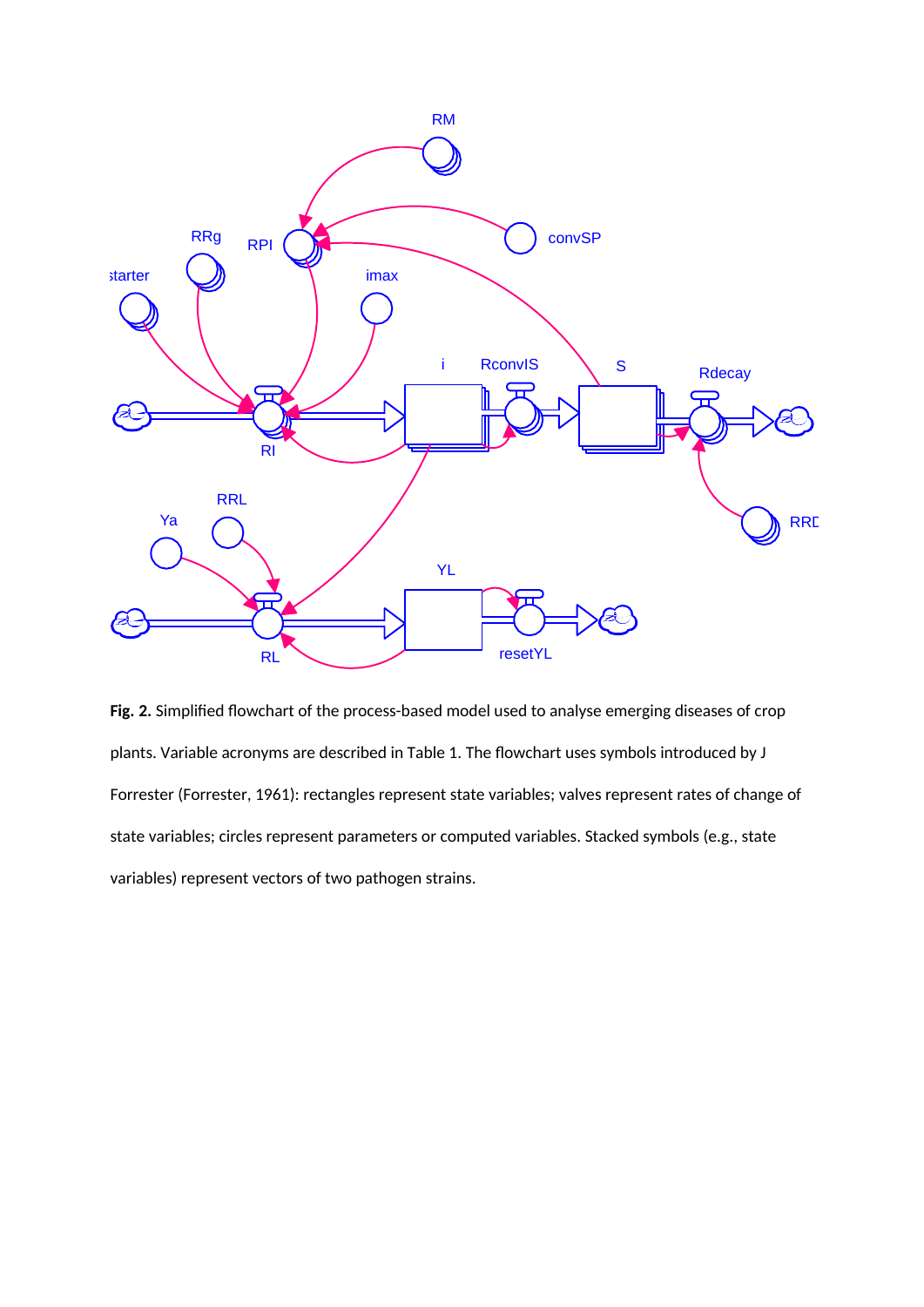**Fig. 2.** Simplified flowchart of the process-based model used to analyse emerging diseases of crop plants. Variable acronyms are described in Table 1. The flowchart uses symbols introduced by J Forrester (Forrester, 1961): rectangles represent state variables; valves represent rates of change of state variables; circles represent parameters or computed variables. Stacked symbols (e.g., state variables) represent vectors of two pathogen strains.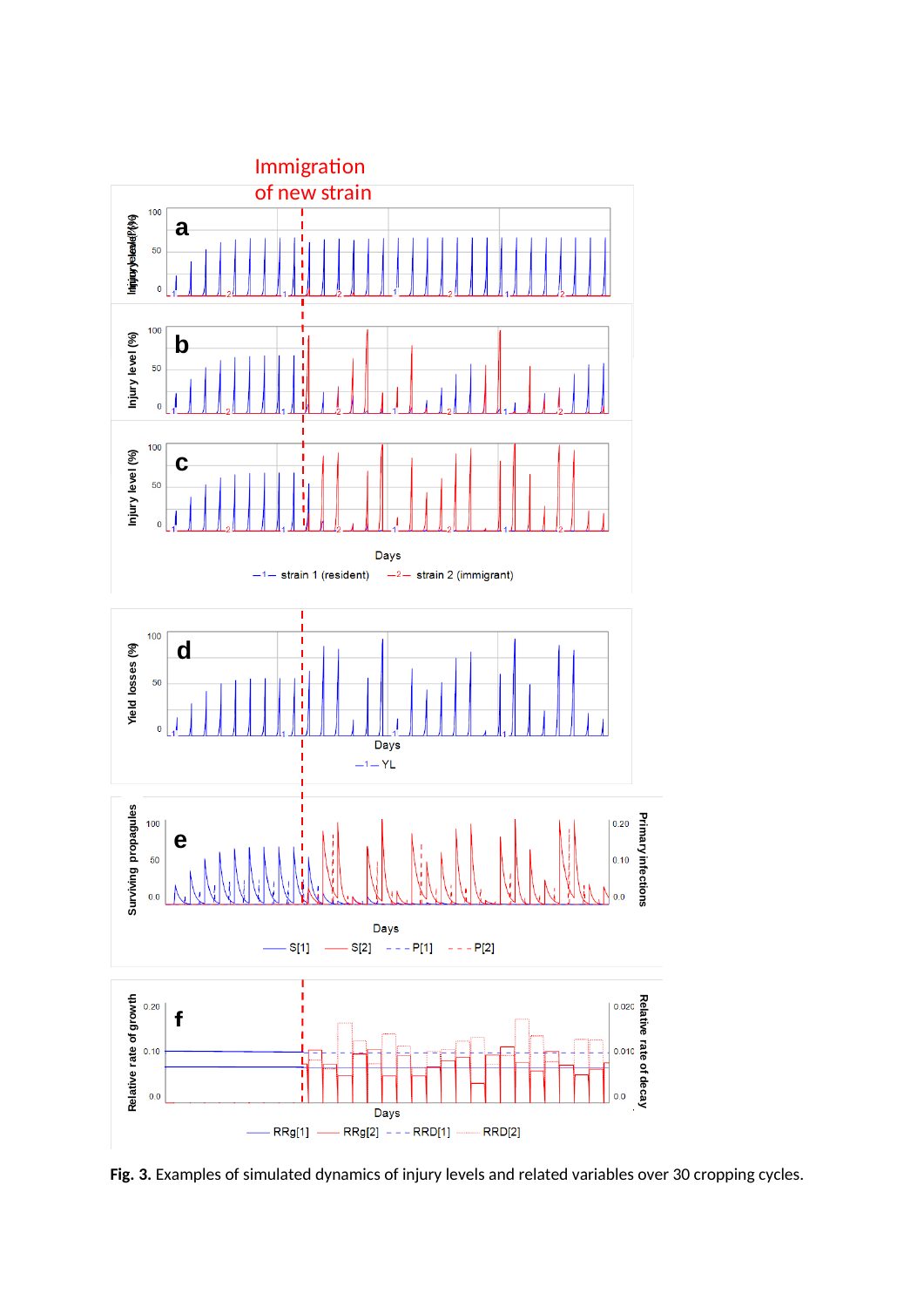**Fig. 3.** Examples of simulated dynamics of injury levels and related variables over 30 cropping cycles.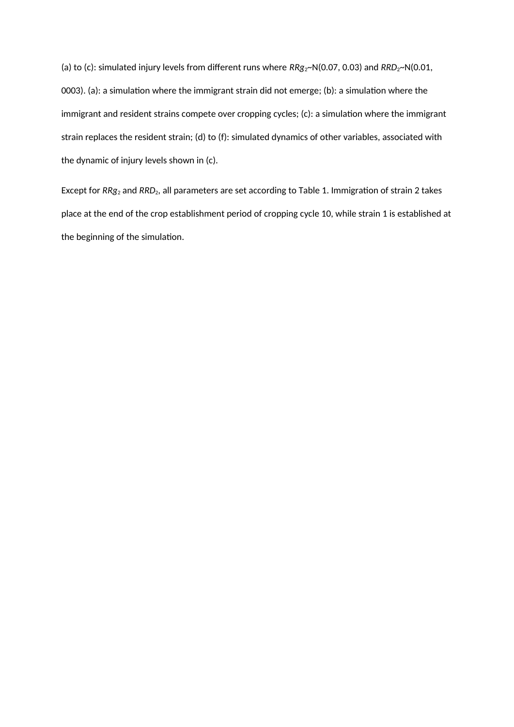(a) to (c): simulated injury levels from different runs where $RRg_2$~N(0.07, 0.03) and $RRD_2$~N(0.01, 0003). (a): a simulation where the immigrant strain did not emerge; (b): a simulation where the immigrant and resident strains compete over cropping cycles; (c): a simulation where the immigrant strain replaces the resident strain; (d) to (f): simulated dynamics of other variables, associated with the dynamic of injury levels shown in (c).

Except for $RRg_2$ and $RRD_2$, all parameters are set according to Table 1. Immigration of strain 2 takes place at the end of the crop establishment period of cropping cycle 10, while strain 1 is established at the beginning of the simulation.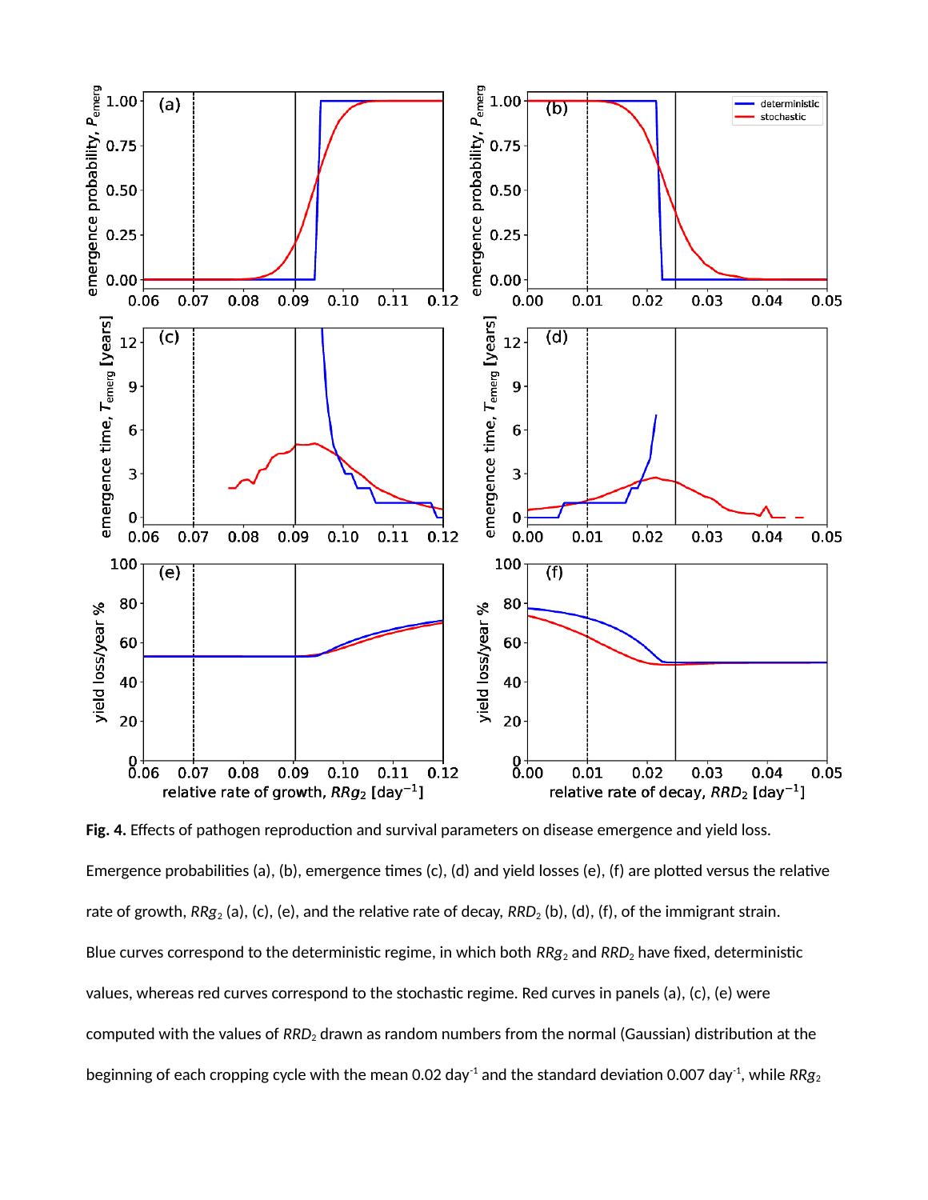**Fig. 4.** Effects of pathogen reproduction and survival parameters on disease emergence and yield loss. Emergence probabilities (a), (b), emergence times (c), (d) and yield losses (e), (f) are plotted versus the relative rate of growth, $RRg_2$ (a), (c), (e), and the relative rate of decay, $RRD_2$ (b), (d), (f), of the immigrant strain. Blue curves correspond to the deterministic regime, in which both $RRg_2$ and $RRD_2$ have fixed, deterministic values, whereas red curves correspond to the stochastic regime. Red curves in panels (a), (c), (e) were computed with the values of $RRD_2$ drawn as random numbers from the normal (Gaussian) distribution at the beginning of each cropping cycle with the mean 0.02 day$^{-1}$ and the standard deviation 0.007 day$^{-1}$, while $RRg_2$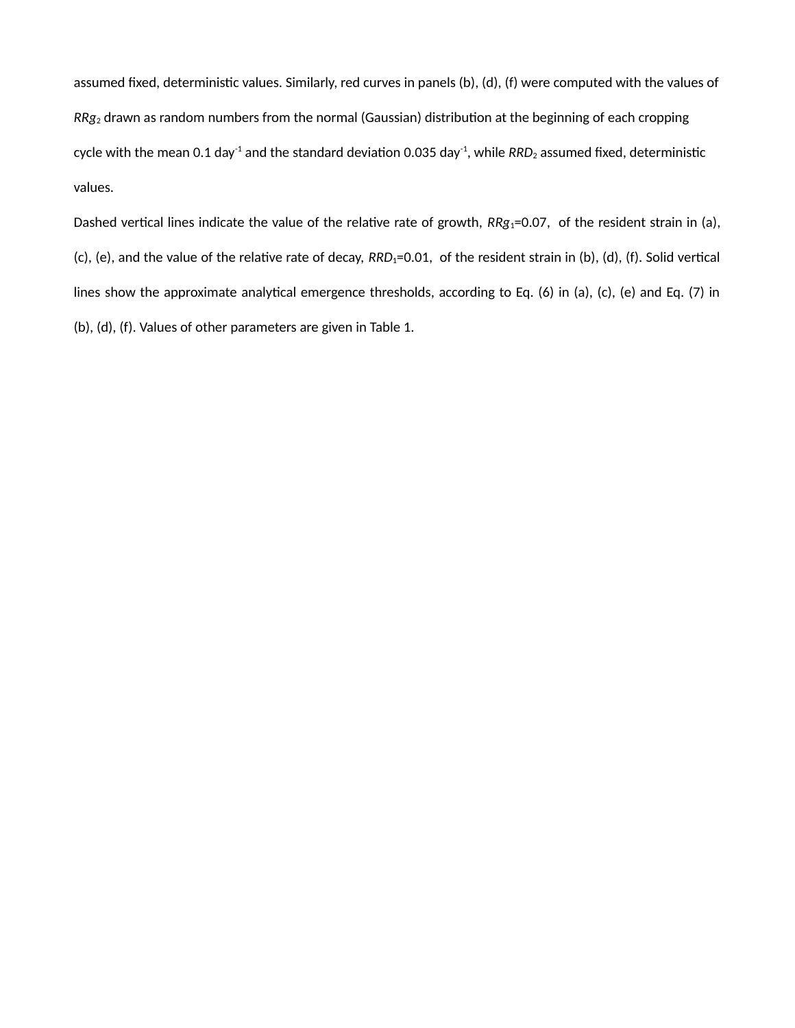assumed fixed, deterministic values. Similarly, red curves in panels (b), (d), (f) were computed with the values of $RRg_2$ drawn as random numbers from the normal (Gaussian) distribution at the beginning of each cropping cycle with the mean 0.1 day$^{-1}$ and the standard deviation 0.035 day$^{-1}$, while $RRD_2$ assumed fixed, deterministic values.

Dashed vertical lines indicate the value of the relative rate of growth, $RRg_1$=0.07, of the resident strain in (a), (c), (e), and the value of the relative rate of decay, $RRD_1$=0.01, of the resident strain in (b), (d), (f). Solid vertical lines show the approximate analytical emergence thresholds, according to Eq. (6) in (a), (c), (e) and Eq. (7) in (b), (d), (f). Values of other parameters are given in Table 1.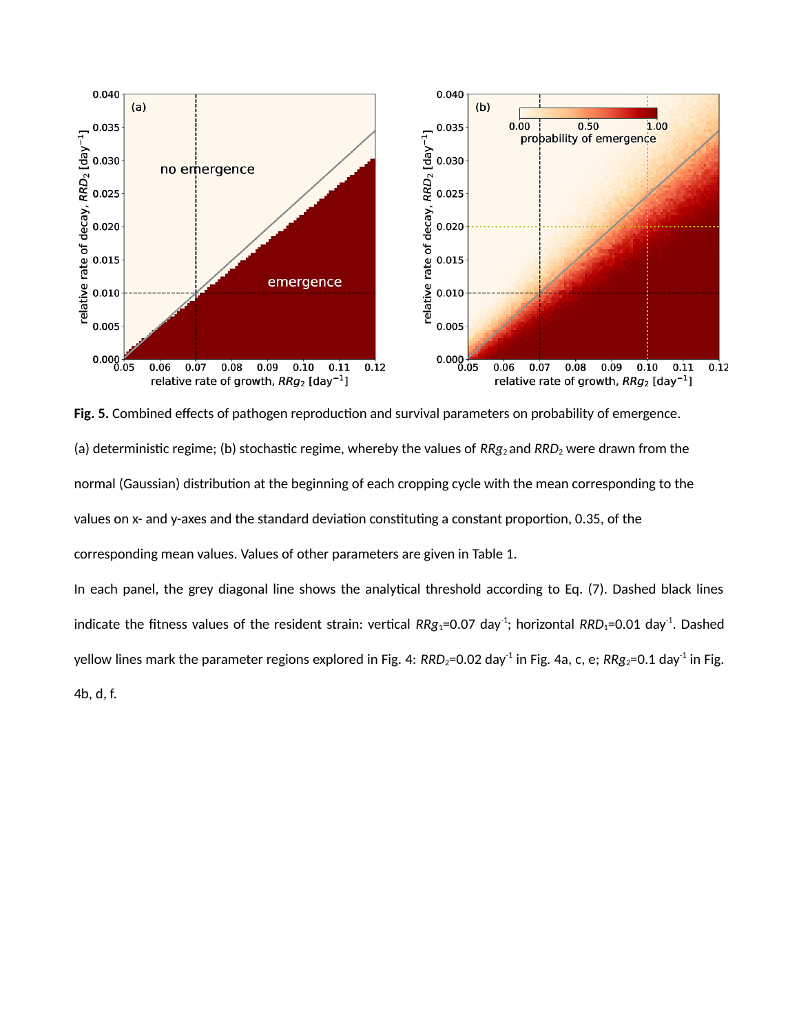**Fig. 5.** Combined effects of pathogen reproduction and survival parameters on probability of emergence.

(a) deterministic regime; (b) stochastic regime, whereby the values of $RRg_2$ and $RRD_2$ were drawn from the normal (Gaussian) distribution at the beginning of each cropping cycle with the mean corresponding to the values on x- and y-axes and the standard deviation constituting a constant proportion, 0.35, of the corresponding mean values. Values of other parameters are given in Table 1.

In each panel, the grey diagonal line shows the analytical threshold according to Eq. (7). Dashed black lines indicate the fitness values of the resident strain: vertical $RRg_1$=0.07 day$^{-1}$; horizontal $RRD_1$=0.01 day$^{-1}$. Dashed yellow lines mark the parameter regions explored in Fig. 4: $RRD_2$=0.02 day$^{-1}$ in Fig. 4a, c, e; $RRg_2$=0.1 day$^{-1}$ in Fig. 4b, d, f.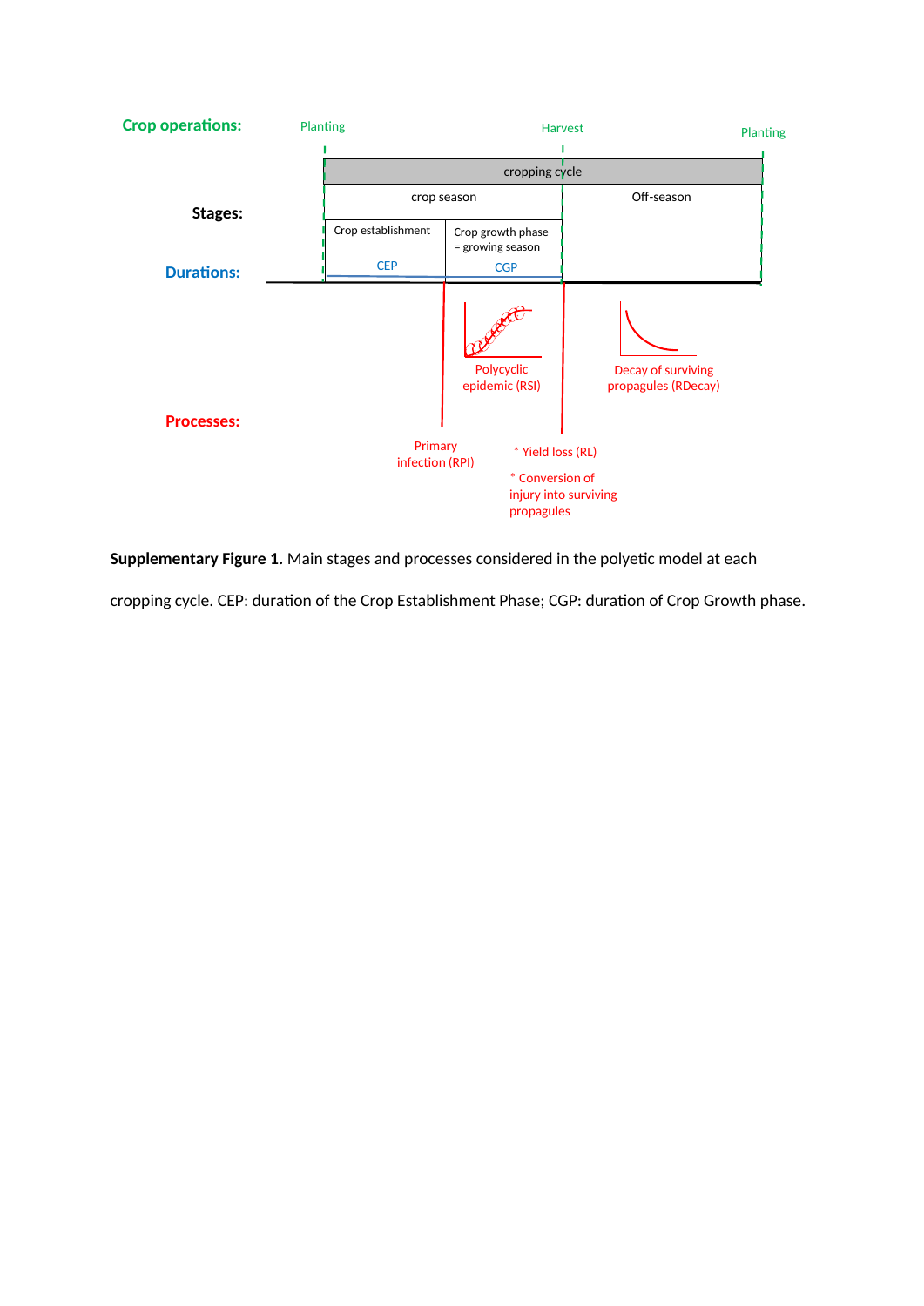Crop operations:

Planting

Harvest

Planting

cropping cycle

crop season

Off-season

Stages:

Crop establishment

Crop growth phase = growing season

Durations:

CEP

CGP

Polycyclic epidemic (RSI)

Decay of surviving propagules (RDecay)

Processes:

Primary infection (RPI)

* Yield loss (RL)

* Conversion of injury into surviving propagules

**Supplementary Figure 1.** Main stages and processes considered in the polyetic model at each cropping cycle. CEP: duration of the Crop Establishment Phase; CGP: duration of Crop Growth phase.